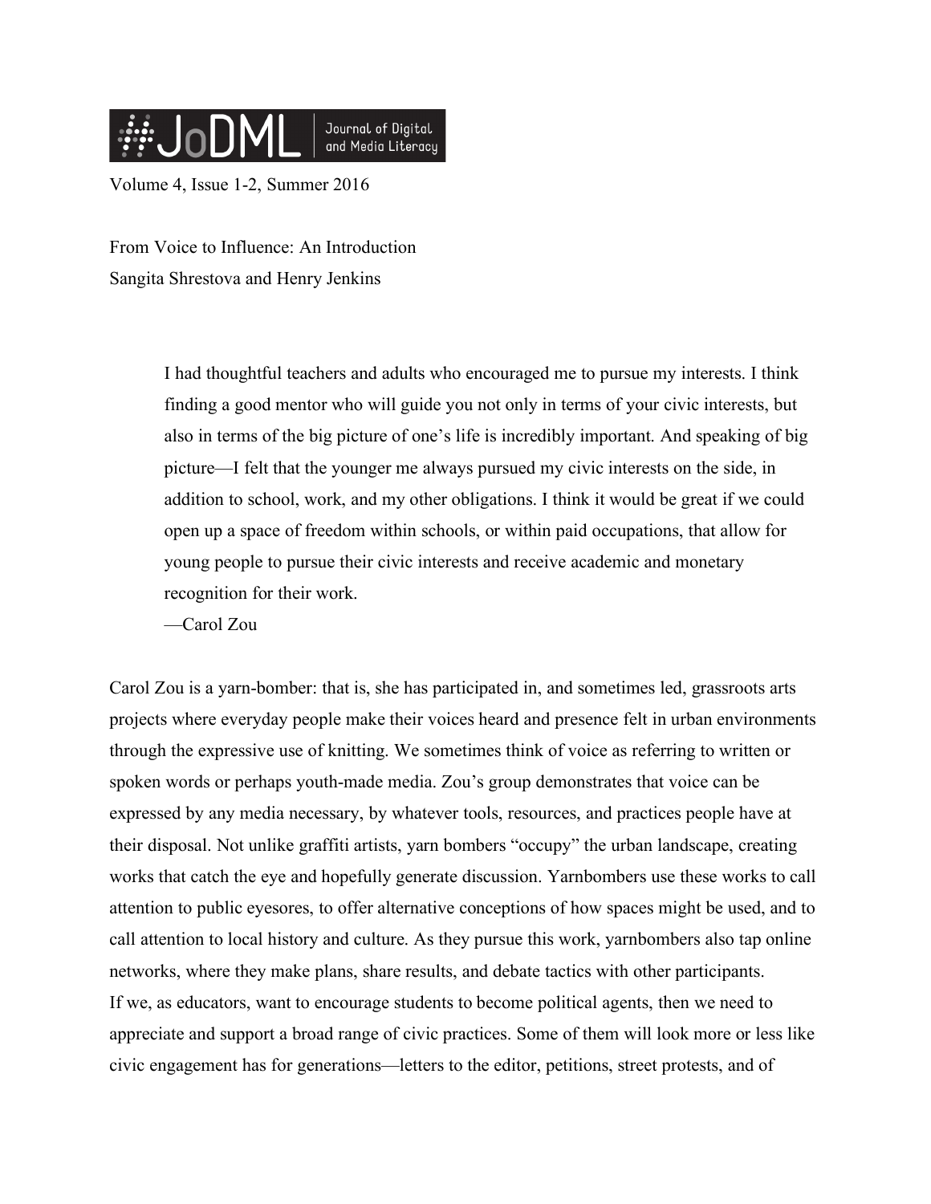Volume 4, Issue 1-2, Summer 2016

# From Voice to Influence: An Introduction

Sangita Shrestova and Henry Jenkins

> I had thoughtful teachers and adults who encouraged me to pursue my interests. I think finding a good mentor who will guide you not only in terms of your civic interests, but also in terms of the big picture of one's life is incredibly important. And speaking of big picture—I felt that the younger me always pursued my civic interests on the side, in addition to school, work, and my other obligations. I think it would be great if we could open up a space of freedom within schools, or within paid occupations, that allow for young people to pursue their civic interests and receive academic and monetary recognition for their work.
>
> —Carol Zou

Carol Zou is a yarn-bomber: that is, she has participated in, and sometimes led, grassroots arts projects where everyday people make their voices heard and presence felt in urban environments through the expressive use of knitting. We sometimes think of voice as referring to written or spoken words or perhaps youth-made media. Zou's group demonstrates that voice can be expressed by any media necessary, by whatever tools, resources, and practices people have at their disposal. Not unlike graffiti artists, yarn bombers "occupy" the urban landscape, creating works that catch the eye and hopefully generate discussion. Yarnbombers use these works to call attention to public eyesores, to offer alternative conceptions of how spaces might be used, and to call attention to local history and culture. As they pursue this work, yarnbombers also tap online networks, where they make plans, share results, and debate tactics with other participants.

If we, as educators, want to encourage students to become political agents, then we need to appreciate and support a broad range of civic practices. Some of them will look more or less like civic engagement has for generations—letters to the editor, petitions, street protests, and of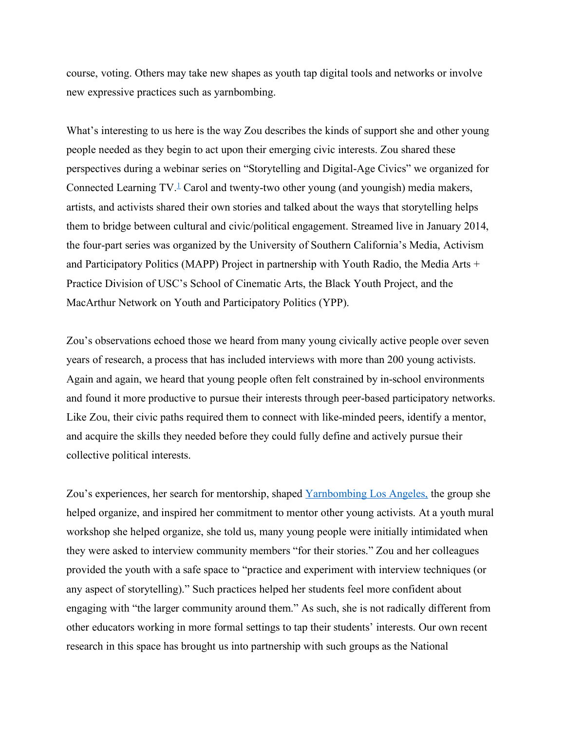course, voting. Others may take new shapes as youth tap digital tools and networks or involve new expressive practices such as yarnbombing.

What's interesting to us here is the way Zou describes the kinds of support she and other young people needed as they begin to act upon their emerging civic interests. Zou shared these perspectives during a webinar series on "Storytelling and Digital-Age Civics" we organized for Connected Learning TV.[1] Carol and twenty-two other young (and youngish) media makers, artists, and activists shared their own stories and talked about the ways that storytelling helps them to bridge between cultural and civic/political engagement. Streamed live in January 2014, the four-part series was organized by the University of Southern California's Media, Activism and Participatory Politics (MAPP) Project in partnership with Youth Radio, the Media Arts + Practice Division of USC's School of Cinematic Arts, the Black Youth Project, and the MacArthur Network on Youth and Participatory Politics (YPP).

Zou's observations echoed those we heard from many young civically active people over seven years of research, a process that has included interviews with more than 200 young activists. Again and again, we heard that young people often felt constrained by in-school environments and found it more productive to pursue their interests through peer-based participatory networks. Like Zou, their civic paths required them to connect with like-minded peers, identify a mentor, and acquire the skills they needed before they could fully define and actively pursue their collective political interests.

Zou's experiences, her search for mentorship, shaped Yarnbombing Los Angeles, the group she helped organize, and inspired her commitment to mentor other young activists. At a youth mural workshop she helped organize, she told us, many young people were initially intimidated when they were asked to interview community members "for their stories." Zou and her colleagues provided the youth with a safe space to "practice and experiment with interview techniques (or any aspect of storytelling)." Such practices helped her students feel more confident about engaging with "the larger community around them." As such, she is not radically different from other educators working in more formal settings to tap their students' interests. Our own recent research in this space has brought us into partnership with such groups as the National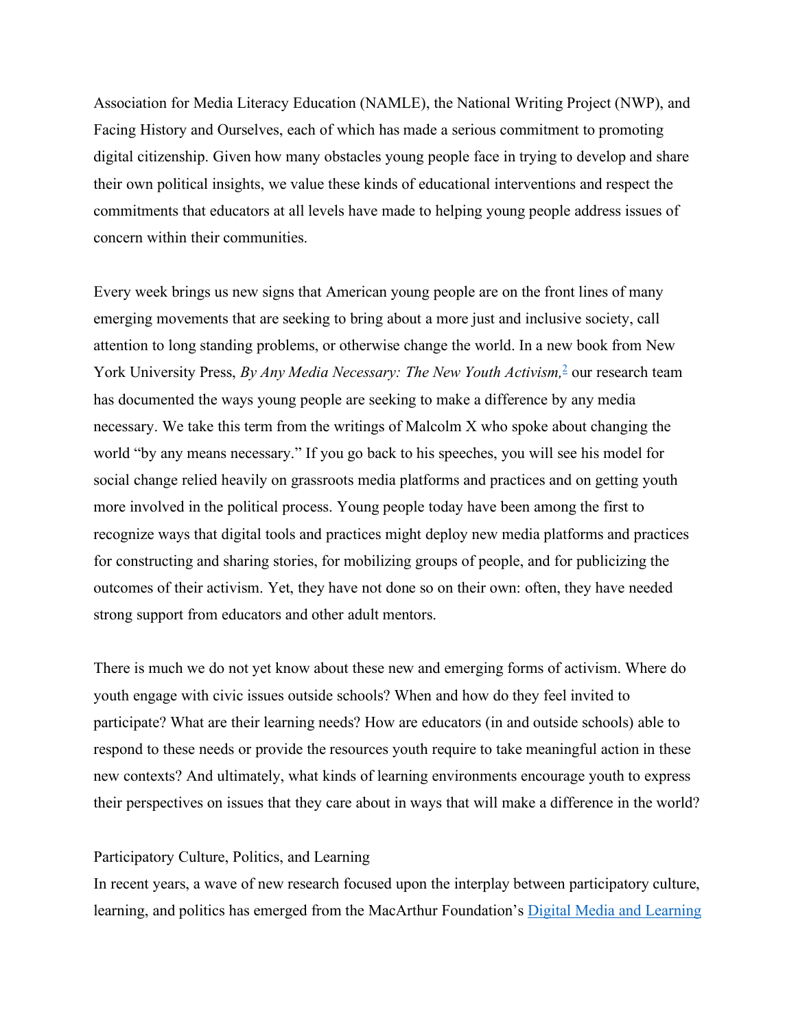Association for Media Literacy Education (NAMLE), the National Writing Project (NWP), and Facing History and Ourselves, each of which has made a serious commitment to promoting digital citizenship. Given how many obstacles young people face in trying to develop and share their own political insights, we value these kinds of educational interventions and respect the commitments that educators at all levels have made to helping young people address issues of concern within their communities.

Every week brings us new signs that American young people are on the front lines of many emerging movements that are seeking to bring about a more just and inclusive society, call attention to long standing problems, or otherwise change the world. In a new book from New York University Press, *By Any Media Necessary: The New Youth Activism,*[2] our research team has documented the ways young people are seeking to make a difference by any media necessary. We take this term from the writings of Malcolm X who spoke about changing the world "by any means necessary." If you go back to his speeches, you will see his model for social change relied heavily on grassroots media platforms and practices and on getting youth more involved in the political process. Young people today have been among the first to recognize ways that digital tools and practices might deploy new media platforms and practices for constructing and sharing stories, for mobilizing groups of people, and for publicizing the outcomes of their activism. Yet, they have not done so on their own: often, they have needed strong support from educators and other adult mentors.

There is much we do not yet know about these new and emerging forms of activism. Where do youth engage with civic issues outside schools? When and how do they feel invited to participate? What are their learning needs? How are educators (in and outside schools) able to respond to these needs or provide the resources youth require to take meaningful action in these new contexts? And ultimately, what kinds of learning environments encourage youth to express their perspectives on issues that they care about in ways that will make a difference in the world?

## Participatory Culture, Politics, and Learning

In recent years, a wave of new research focused upon the interplay between participatory culture, learning, and politics has emerged from the MacArthur Foundation's Digital Media and Learning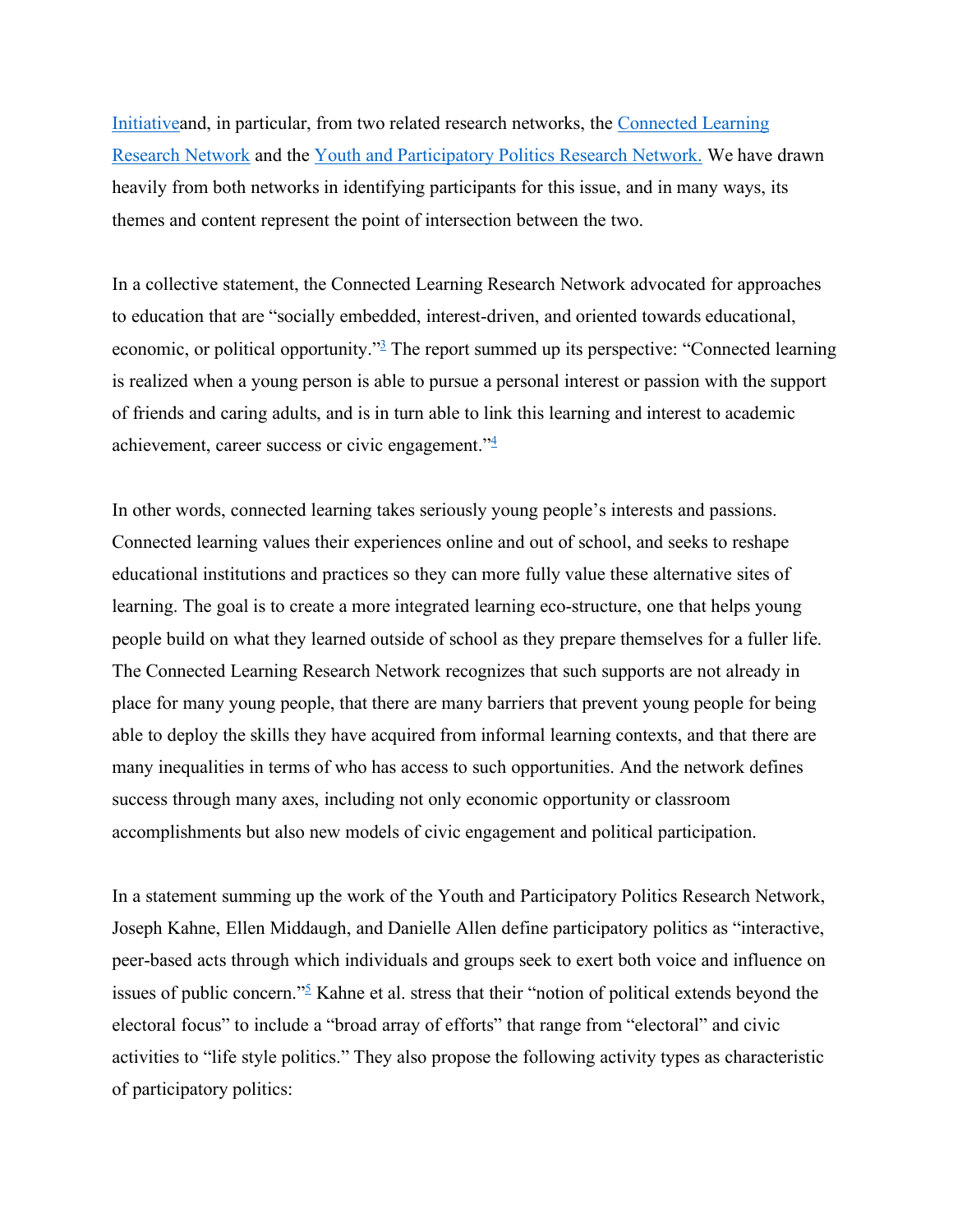Initiativeand, in particular, from two related research networks, the Connected Learning Research Network and the Youth and Participatory Politics Research Network. We have drawn heavily from both networks in identifying participants for this issue, and in many ways, its themes and content represent the point of intersection between the two.

In a collective statement, the Connected Learning Research Network advocated for approaches to education that are "socially embedded, interest-driven, and oriented towards educational, economic, or political opportunity."[3] The report summed up its perspective: "Connected learning is realized when a young person is able to pursue a personal interest or passion with the support of friends and caring adults, and is in turn able to link this learning and interest to academic achievement, career success or civic engagement."[4]

In other words, connected learning takes seriously young people's interests and passions. Connected learning values their experiences online and out of school, and seeks to reshape educational institutions and practices so they can more fully value these alternative sites of learning. The goal is to create a more integrated learning eco-structure, one that helps young people build on what they learned outside of school as they prepare themselves for a fuller life. The Connected Learning Research Network recognizes that such supports are not already in place for many young people, that there are many barriers that prevent young people for being able to deploy the skills they have acquired from informal learning contexts, and that there are many inequalities in terms of who has access to such opportunities. And the network defines success through many axes, including not only economic opportunity or classroom accomplishments but also new models of civic engagement and political participation.

In a statement summing up the work of the Youth and Participatory Politics Research Network, Joseph Kahne, Ellen Middaugh, and Danielle Allen define participatory politics as "interactive, peer-based acts through which individuals and groups seek to exert both voice and influence on issues of public concern."[5] Kahne et al. stress that their "notion of political extends beyond the electoral focus" to include a "broad array of efforts" that range from "electoral" and civic activities to "life style politics." They also propose the following activity types as characteristic of participatory politics: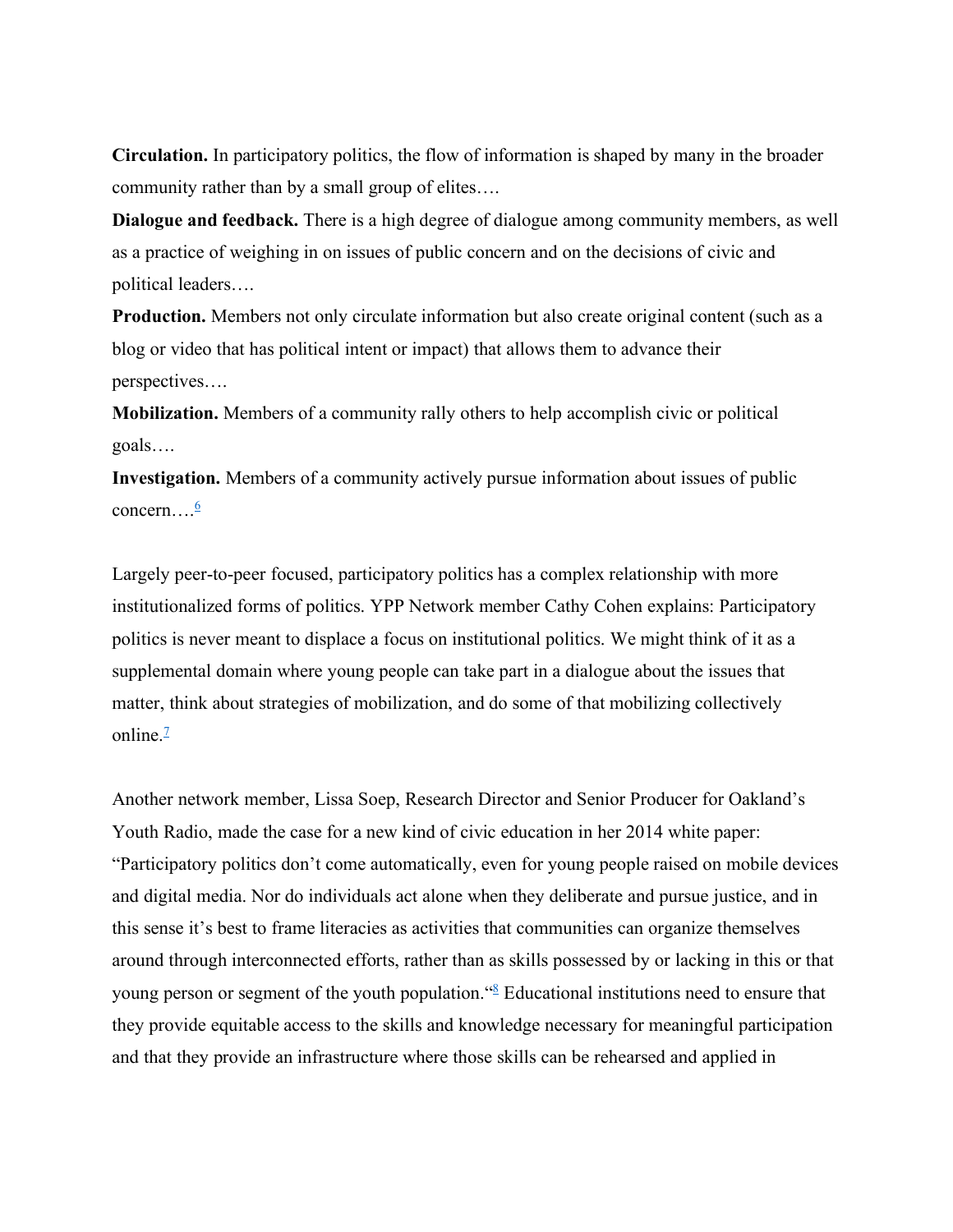**Circulation.** In participatory politics, the flow of information is shaped by many in the broader community rather than by a small group of elites….

**Dialogue and feedback.** There is a high degree of dialogue among community members, as well as a practice of weighing in on issues of public concern and on the decisions of civic and political leaders….

**Production.** Members not only circulate information but also create original content (such as a blog or video that has political intent or impact) that allows them to advance their perspectives….

**Mobilization.** Members of a community rally others to help accomplish civic or political goals….

**Investigation.** Members of a community actively pursue information about issues of public concern….[6]

Largely peer-to-peer focused, participatory politics has a complex relationship with more institutionalized forms of politics. YPP Network member Cathy Cohen explains: Participatory politics is never meant to displace a focus on institutional politics. We might think of it as a supplemental domain where young people can take part in a dialogue about the issues that matter, think about strategies of mobilization, and do some of that mobilizing collectively online.[7]

Another network member, Lissa Soep, Research Director and Senior Producer for Oakland's Youth Radio, made the case for a new kind of civic education in her 2014 white paper: "Participatory politics don't come automatically, even for young people raised on mobile devices and digital media. Nor do individuals act alone when they deliberate and pursue justice, and in this sense it's best to frame literacies as activities that communities can organize themselves around through interconnected efforts, rather than as skills possessed by or lacking in this or that young person or segment of the youth population."[8] Educational institutions need to ensure that they provide equitable access to the skills and knowledge necessary for meaningful participation and that they provide an infrastructure where those skills can be rehearsed and applied in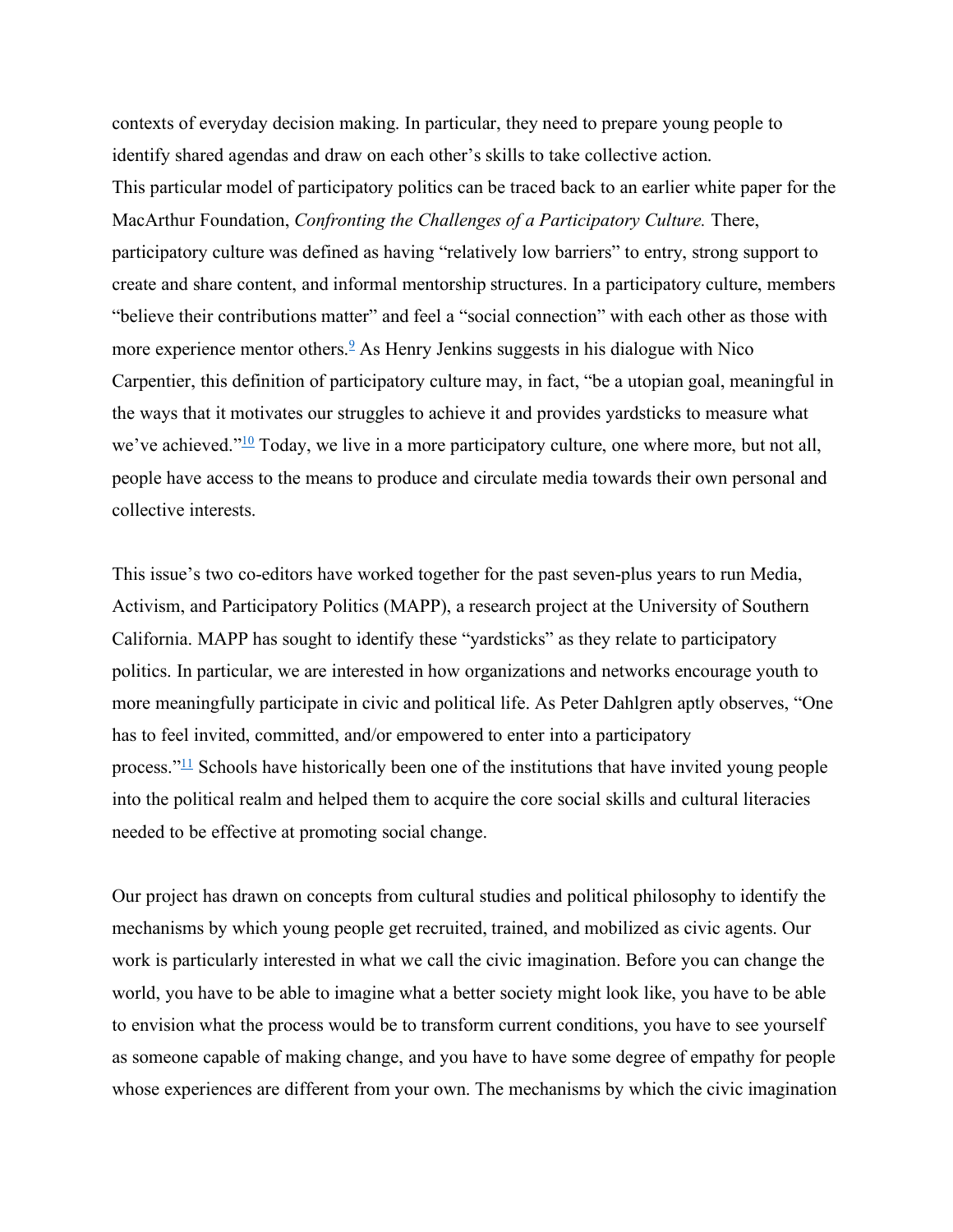contexts of everyday decision making. In particular, they need to prepare young people to identify shared agendas and draw on each other's skills to take collective action.

This particular model of participatory politics can be traced back to an earlier white paper for the MacArthur Foundation, *Confronting the Challenges of a Participatory Culture.* There, participatory culture was defined as having "relatively low barriers" to entry, strong support to create and share content, and informal mentorship structures. In a participatory culture, members "believe their contributions matter" and feel a "social connection" with each other as those with more experience mentor others.[9] As Henry Jenkins suggests in his dialogue with Nico Carpentier, this definition of participatory culture may, in fact, "be a utopian goal, meaningful in the ways that it motivates our struggles to achieve it and provides yardsticks to measure what we've achieved."[10] Today, we live in a more participatory culture, one where more, but not all, people have access to the means to produce and circulate media towards their own personal and collective interests.

This issue's two co-editors have worked together for the past seven-plus years to run Media, Activism, and Participatory Politics (MAPP), a research project at the University of Southern California. MAPP has sought to identify these "yardsticks" as they relate to participatory politics. In particular, we are interested in how organizations and networks encourage youth to more meaningfully participate in civic and political life. As Peter Dahlgren aptly observes, "One has to feel invited, committed, and/or empowered to enter into a participatory process."[11] Schools have historically been one of the institutions that have invited young people into the political realm and helped them to acquire the core social skills and cultural literacies needed to be effective at promoting social change.

Our project has drawn on concepts from cultural studies and political philosophy to identify the mechanisms by which young people get recruited, trained, and mobilized as civic agents. Our work is particularly interested in what we call the civic imagination. Before you can change the world, you have to be able to imagine what a better society might look like, you have to be able to envision what the process would be to transform current conditions, you have to see yourself as someone capable of making change, and you have to have some degree of empathy for people whose experiences are different from your own. The mechanisms by which the civic imagination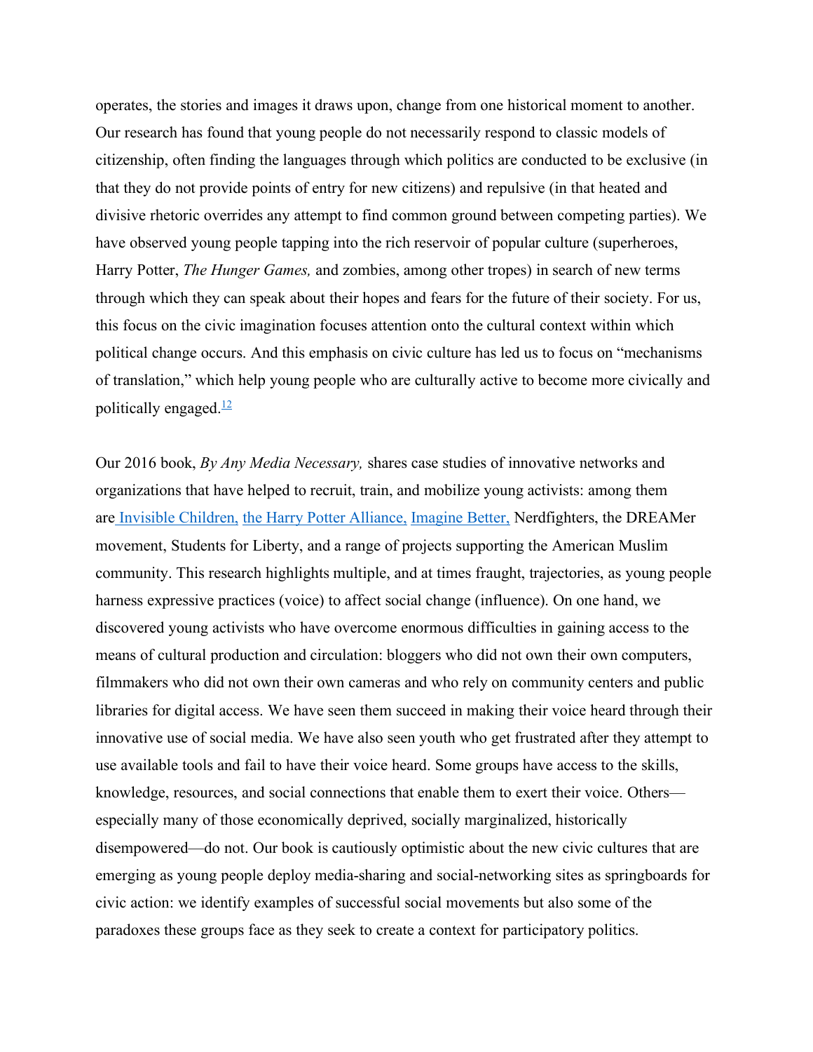operates, the stories and images it draws upon, change from one historical moment to another. Our research has found that young people do not necessarily respond to classic models of citizenship, often finding the languages through which politics are conducted to be exclusive (in that they do not provide points of entry for new citizens) and repulsive (in that heated and divisive rhetoric overrides any attempt to find common ground between competing parties). We have observed young people tapping into the rich reservoir of popular culture (superheroes, Harry Potter, *The Hunger Games,* and zombies, among other tropes) in search of new terms through which they can speak about their hopes and fears for the future of their society. For us, this focus on the civic imagination focuses attention onto the cultural context within which political change occurs. And this emphasis on civic culture has led us to focus on "mechanisms of translation," which help young people who are culturally active to become more civically and politically engaged.[12]

Our 2016 book, *By Any Media Necessary,* shares case studies of innovative networks and organizations that have helped to recruit, train, and mobilize young activists: among them are Invisible Children, the Harry Potter Alliance, Imagine Better, Nerdfighters, the DREAMer movement, Students for Liberty, and a range of projects supporting the American Muslim community. This research highlights multiple, and at times fraught, trajectories, as young people harness expressive practices (voice) to affect social change (influence). On one hand, we discovered young activists who have overcome enormous difficulties in gaining access to the means of cultural production and circulation: bloggers who did not own their own computers, filmmakers who did not own their own cameras and who rely on community centers and public libraries for digital access. We have seen them succeed in making their voice heard through their innovative use of social media. We have also seen youth who get frustrated after they attempt to use available tools and fail to have their voice heard. Some groups have access to the skills, knowledge, resources, and social connections that enable them to exert their voice. Others—especially many of those economically deprived, socially marginalized, historically disempowered—do not. Our book is cautiously optimistic about the new civic cultures that are emerging as young people deploy media-sharing and social-networking sites as springboards for civic action: we identify examples of successful social movements but also some of the paradoxes these groups face as they seek to create a context for participatory politics.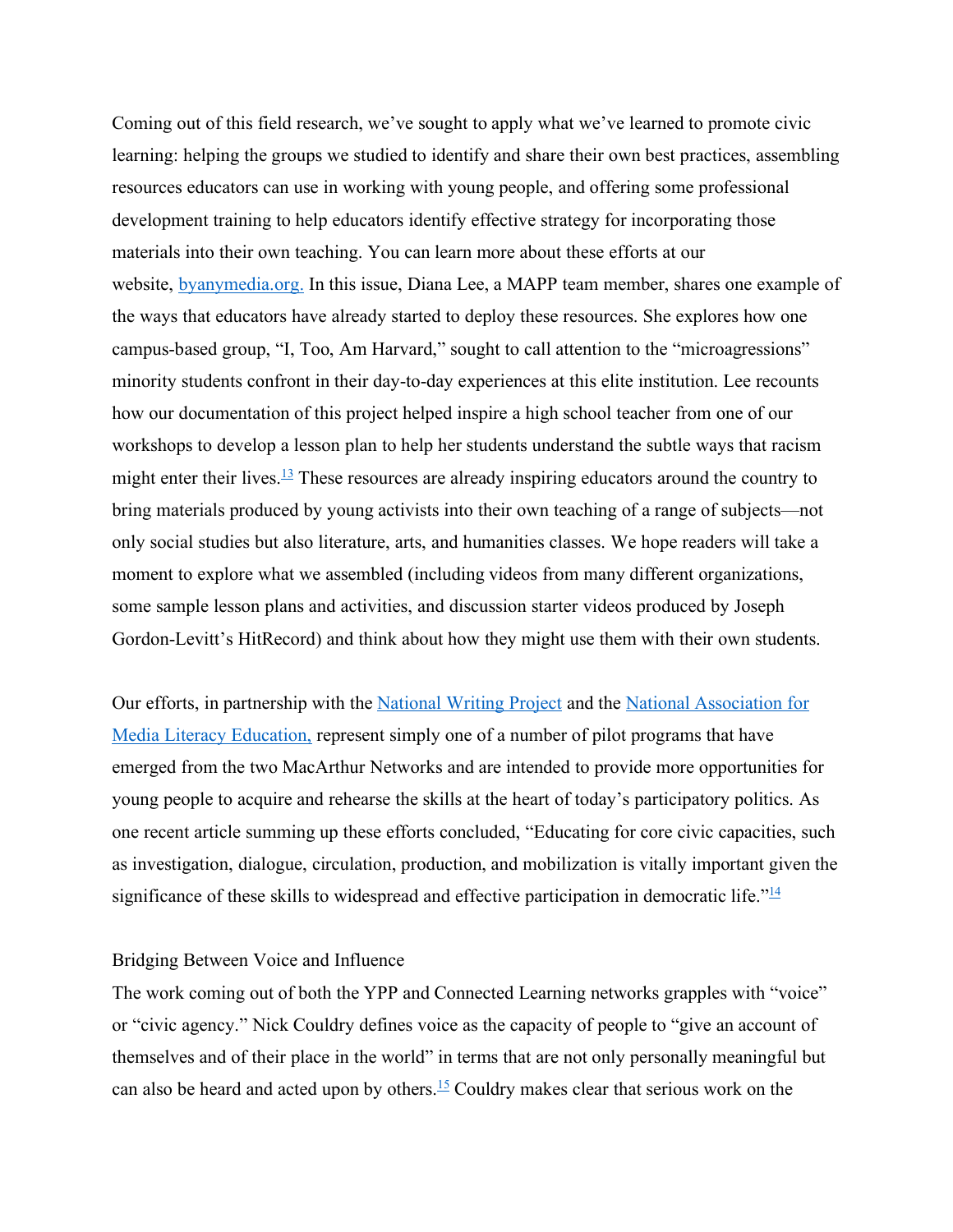Coming out of this field research, we've sought to apply what we've learned to promote civic learning: helping the groups we studied to identify and share their own best practices, assembling resources educators can use in working with young people, and offering some professional development training to help educators identify effective strategy for incorporating those materials into their own teaching. You can learn more about these efforts at our website, byanymedia.org. In this issue, Diana Lee, a MAPP team member, shares one example of the ways that educators have already started to deploy these resources. She explores how one campus-based group, "I, Too, Am Harvard," sought to call attention to the "microagressions" minority students confront in their day-to-day experiences at this elite institution. Lee recounts how our documentation of this project helped inspire a high school teacher from one of our workshops to develop a lesson plan to help her students understand the subtle ways that racism might enter their lives.[13] These resources are already inspiring educators around the country to bring materials produced by young activists into their own teaching of a range of subjects—not only social studies but also literature, arts, and humanities classes. We hope readers will take a moment to explore what we assembled (including videos from many different organizations, some sample lesson plans and activities, and discussion starter videos produced by Joseph Gordon-Levitt's HitRecord) and think about how they might use them with their own students.

Our efforts, in partnership with the National Writing Project and the National Association for Media Literacy Education, represent simply one of a number of pilot programs that have emerged from the two MacArthur Networks and are intended to provide more opportunities for young people to acquire and rehearse the skills at the heart of today's participatory politics. As one recent article summing up these efforts concluded, "Educating for core civic capacities, such as investigation, dialogue, circulation, production, and mobilization is vitally important given the significance of these skills to widespread and effective participation in democratic life."[14]

## Bridging Between Voice and Influence

The work coming out of both the YPP and Connected Learning networks grapples with "voice" or "civic agency." Nick Couldry defines voice as the capacity of people to "give an account of themselves and of their place in the world" in terms that are not only personally meaningful but can also be heard and acted upon by others.[15] Couldry makes clear that serious work on the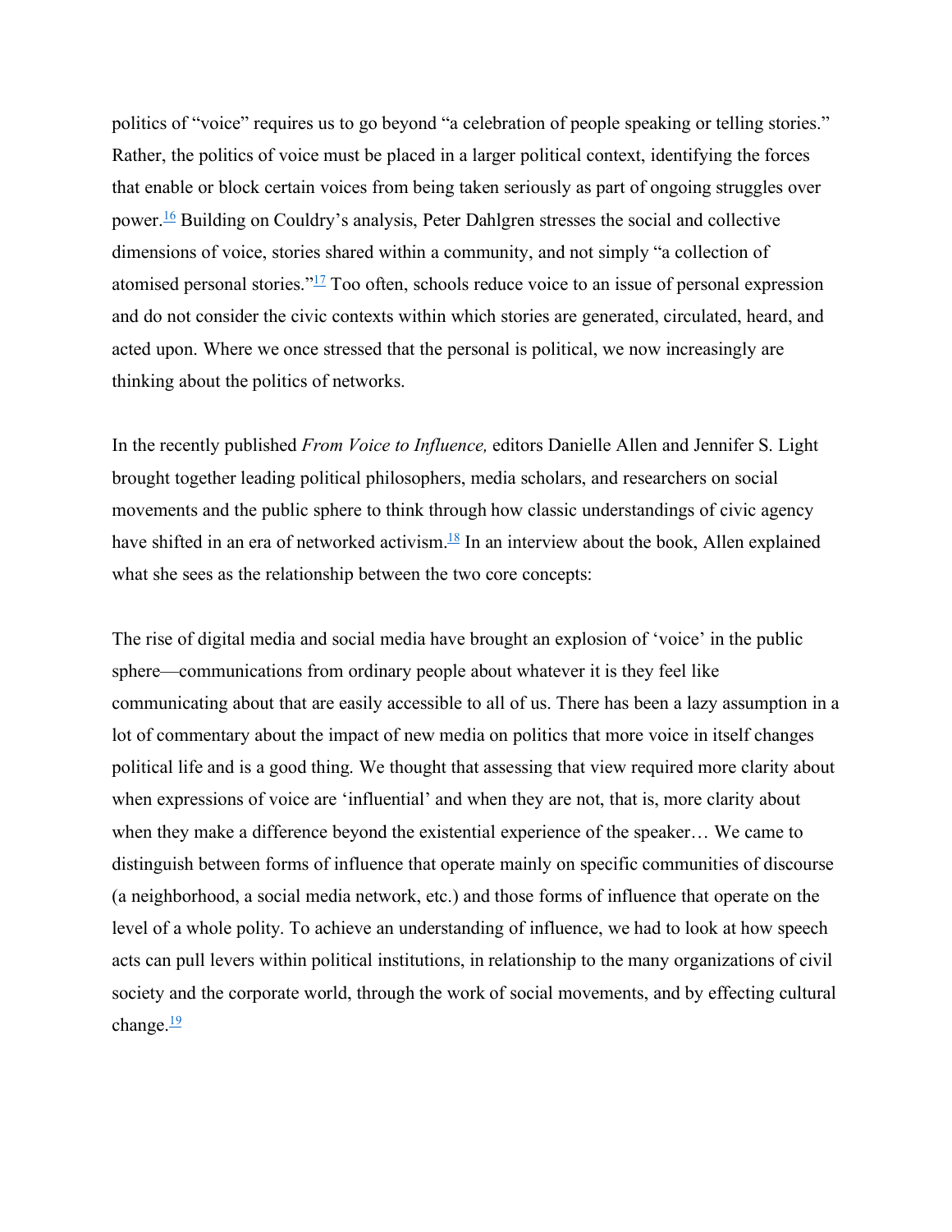politics of "voice" requires us to go beyond "a celebration of people speaking or telling stories." Rather, the politics of voice must be placed in a larger political context, identifying the forces that enable or block certain voices from being taken seriously as part of ongoing struggles over power.[16] Building on Couldry's analysis, Peter Dahlgren stresses the social and collective dimensions of voice, stories shared within a community, and not simply "a collection of atomised personal stories."[17] Too often, schools reduce voice to an issue of personal expression and do not consider the civic contexts within which stories are generated, circulated, heard, and acted upon. Where we once stressed that the personal is political, we now increasingly are thinking about the politics of networks.

In the recently published *From Voice to Influence,* editors Danielle Allen and Jennifer S. Light brought together leading political philosophers, media scholars, and researchers on social movements and the public sphere to think through how classic understandings of civic agency have shifted in an era of networked activism.[18] In an interview about the book, Allen explained what she sees as the relationship between the two core concepts:

The rise of digital media and social media have brought an explosion of 'voice' in the public sphere—communications from ordinary people about whatever it is they feel like communicating about that are easily accessible to all of us. There has been a lazy assumption in a lot of commentary about the impact of new media on politics that more voice in itself changes political life and is a good thing. We thought that assessing that view required more clarity about when expressions of voice are 'influential' and when they are not, that is, more clarity about when they make a difference beyond the existential experience of the speaker… We came to distinguish between forms of influence that operate mainly on specific communities of discourse (a neighborhood, a social media network, etc.) and those forms of influence that operate on the level of a whole polity. To achieve an understanding of influence, we had to look at how speech acts can pull levers within political institutions, in relationship to the many organizations of civil society and the corporate world, through the work of social movements, and by effecting cultural change.[19]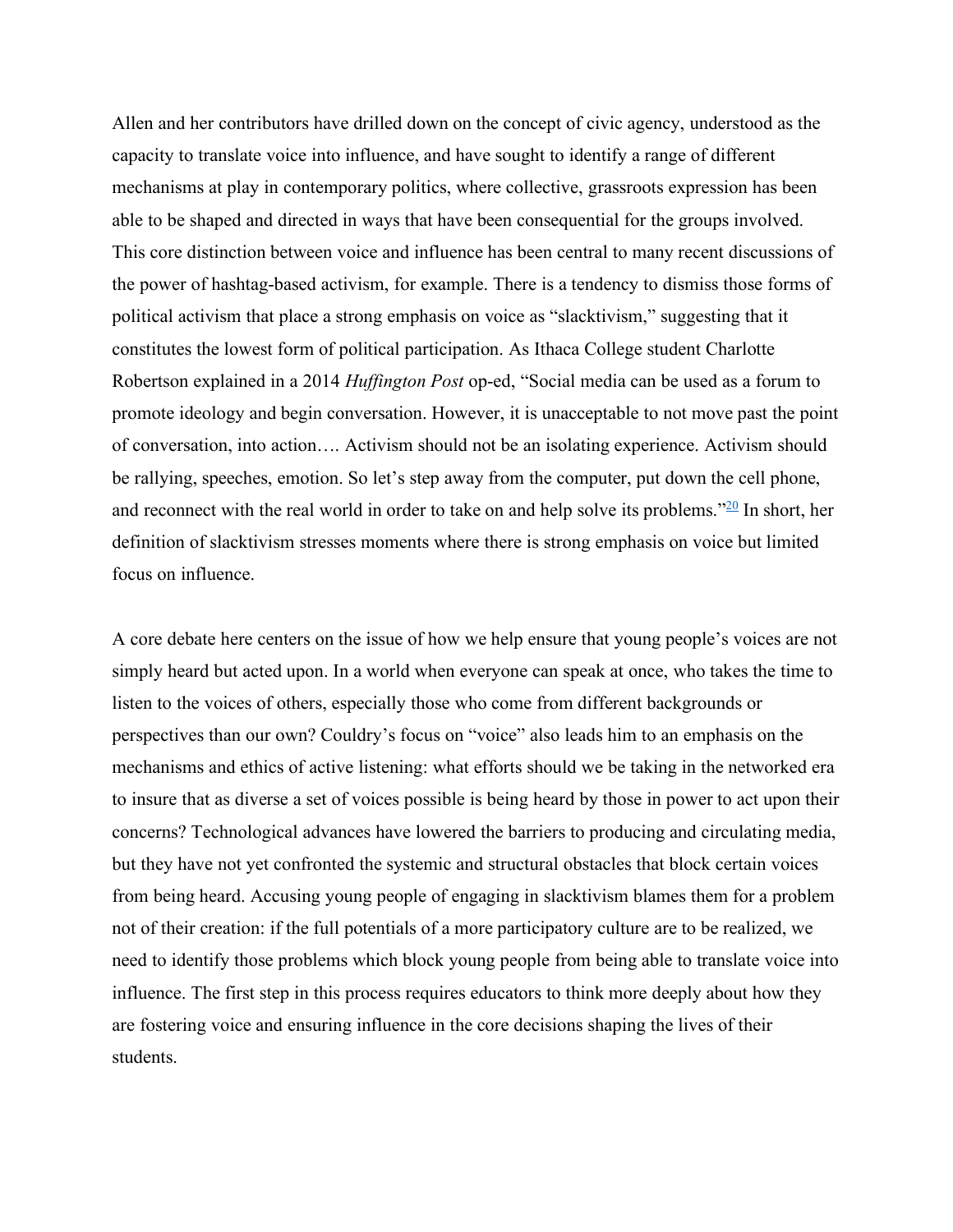Allen and her contributors have drilled down on the concept of civic agency, understood as the capacity to translate voice into influence, and have sought to identify a range of different mechanisms at play in contemporary politics, where collective, grassroots expression has been able to be shaped and directed in ways that have been consequential for the groups involved. This core distinction between voice and influence has been central to many recent discussions of the power of hashtag-based activism, for example. There is a tendency to dismiss those forms of political activism that place a strong emphasis on voice as "slacktivism," suggesting that it constitutes the lowest form of political participation. As Ithaca College student Charlotte Robertson explained in a 2014 *Huffington Post* op-ed, "Social media can be used as a forum to promote ideology and begin conversation. However, it is unacceptable to not move past the point of conversation, into action…. Activism should not be an isolating experience. Activism should be rallying, speeches, emotion. So let's step away from the computer, put down the cell phone, and reconnect with the real world in order to take on and help solve its problems."[20] In short, her definition of slacktivism stresses moments where there is strong emphasis on voice but limited focus on influence.

A core debate here centers on the issue of how we help ensure that young people's voices are not simply heard but acted upon. In a world when everyone can speak at once, who takes the time to listen to the voices of others, especially those who come from different backgrounds or perspectives than our own? Couldry's focus on "voice" also leads him to an emphasis on the mechanisms and ethics of active listening: what efforts should we be taking in the networked era to insure that as diverse a set of voices possible is being heard by those in power to act upon their concerns? Technological advances have lowered the barriers to producing and circulating media, but they have not yet confronted the systemic and structural obstacles that block certain voices from being heard. Accusing young people of engaging in slacktivism blames them for a problem not of their creation: if the full potentials of a more participatory culture are to be realized, we need to identify those problems which block young people from being able to translate voice into influence. The first step in this process requires educators to think more deeply about how they are fostering voice and ensuring influence in the core decisions shaping the lives of their students.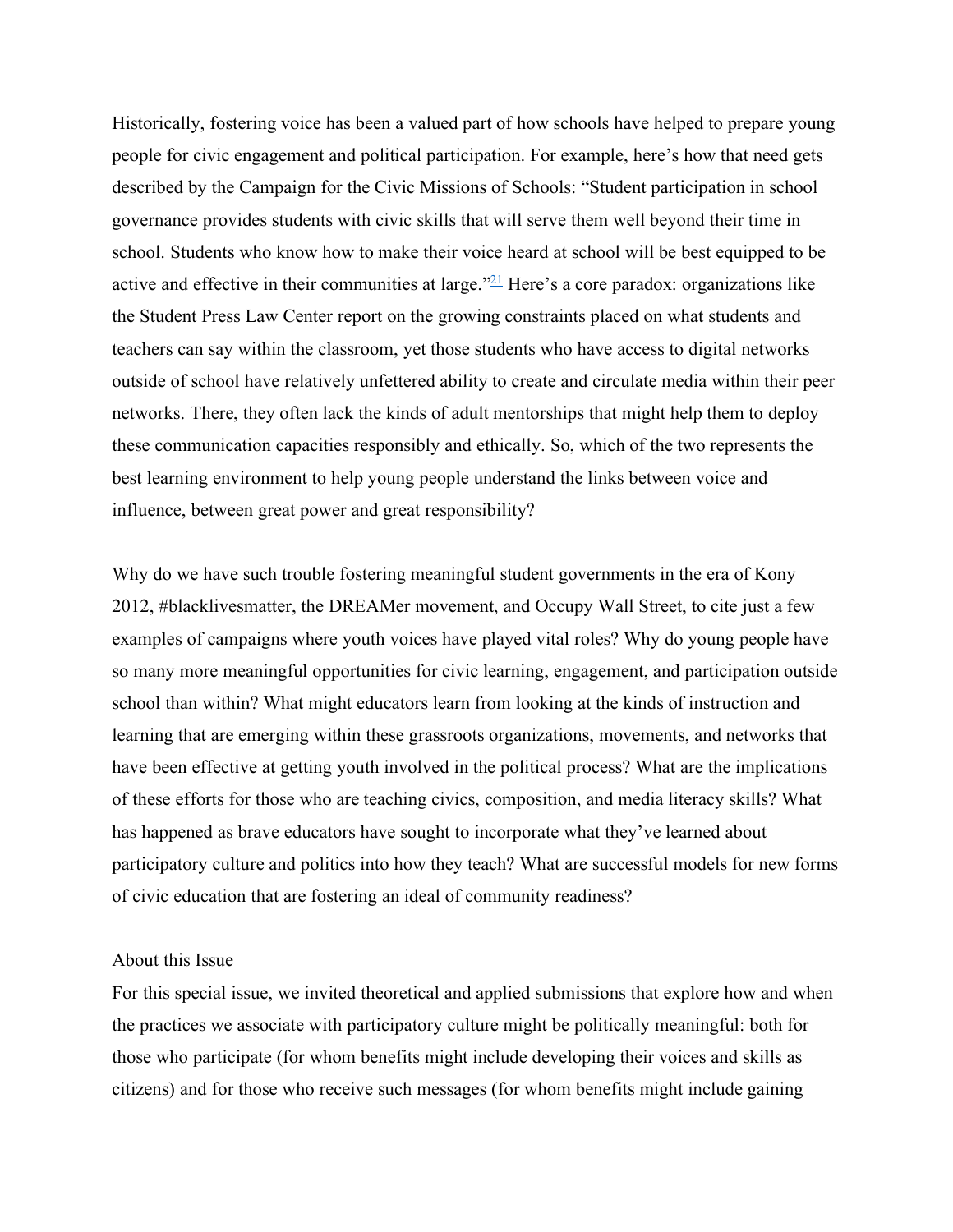Historically, fostering voice has been a valued part of how schools have helped to prepare young people for civic engagement and political participation. For example, here's how that need gets described by the Campaign for the Civic Missions of Schools: "Student participation in school governance provides students with civic skills that will serve them well beyond their time in school. Students who know how to make their voice heard at school will be best equipped to be active and effective in their communities at large."[21] Here's a core paradox: organizations like the Student Press Law Center report on the growing constraints placed on what students and teachers can say within the classroom, yet those students who have access to digital networks outside of school have relatively unfettered ability to create and circulate media within their peer networks. There, they often lack the kinds of adult mentorships that might help them to deploy these communication capacities responsibly and ethically. So, which of the two represents the best learning environment to help young people understand the links between voice and influence, between great power and great responsibility?

Why do we have such trouble fostering meaningful student governments in the era of Kony 2012, #blacklivesmatter, the DREAMer movement, and Occupy Wall Street, to cite just a few examples of campaigns where youth voices have played vital roles? Why do young people have so many more meaningful opportunities for civic learning, engagement, and participation outside school than within? What might educators learn from looking at the kinds of instruction and learning that are emerging within these grassroots organizations, movements, and networks that have been effective at getting youth involved in the political process? What are the implications of these efforts for those who are teaching civics, composition, and media literacy skills? What has happened as brave educators have sought to incorporate what they've learned about participatory culture and politics into how they teach? What are successful models for new forms of civic education that are fostering an ideal of community readiness?

## About this Issue

For this special issue, we invited theoretical and applied submissions that explore how and when the practices we associate with participatory culture might be politically meaningful: both for those who participate (for whom benefits might include developing their voices and skills as citizens) and for those who receive such messages (for whom benefits might include gaining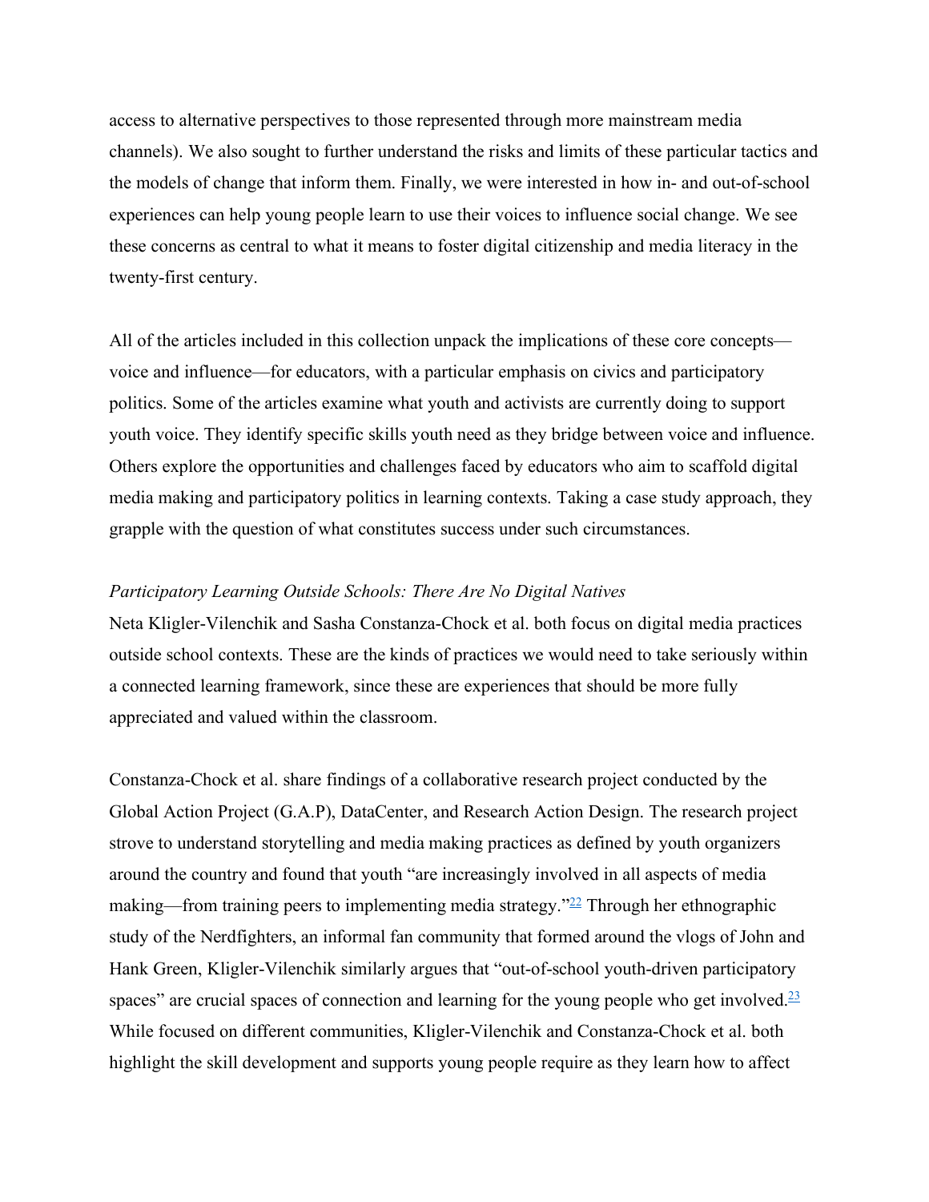access to alternative perspectives to those represented through more mainstream media channels). We also sought to further understand the risks and limits of these particular tactics and the models of change that inform them. Finally, we were interested in how in- and out-of-school experiences can help young people learn to use their voices to influence social change. We see these concerns as central to what it means to foster digital citizenship and media literacy in the twenty-first century.

All of the articles included in this collection unpack the implications of these core concepts—voice and influence—for educators, with a particular emphasis on civics and participatory politics. Some of the articles examine what youth and activists are currently doing to support youth voice. They identify specific skills youth need as they bridge between voice and influence. Others explore the opportunities and challenges faced by educators who aim to scaffold digital media making and participatory politics in learning contexts. Taking a case study approach, they grapple with the question of what constitutes success under such circumstances.

*Participatory Learning Outside Schools: There Are No Digital Natives*

Neta Kligler-Vilenchik and Sasha Constanza-Chock et al. both focus on digital media practices outside school contexts. These are the kinds of practices we would need to take seriously within a connected learning framework, since these are experiences that should be more fully appreciated and valued within the classroom.

Constanza-Chock et al. share findings of a collaborative research project conducted by the Global Action Project (G.A.P), DataCenter, and Research Action Design. The research project strove to understand storytelling and media making practices as defined by youth organizers around the country and found that youth "are increasingly involved in all aspects of media making—from training peers to implementing media strategy."[22] Through her ethnographic study of the Nerdfighters, an informal fan community that formed around the vlogs of John and Hank Green, Kligler-Vilenchik similarly argues that "out-of-school youth-driven participatory spaces" are crucial spaces of connection and learning for the young people who get involved.[23] While focused on different communities, Kligler-Vilenchik and Constanza-Chock et al. both highlight the skill development and supports young people require as they learn how to affect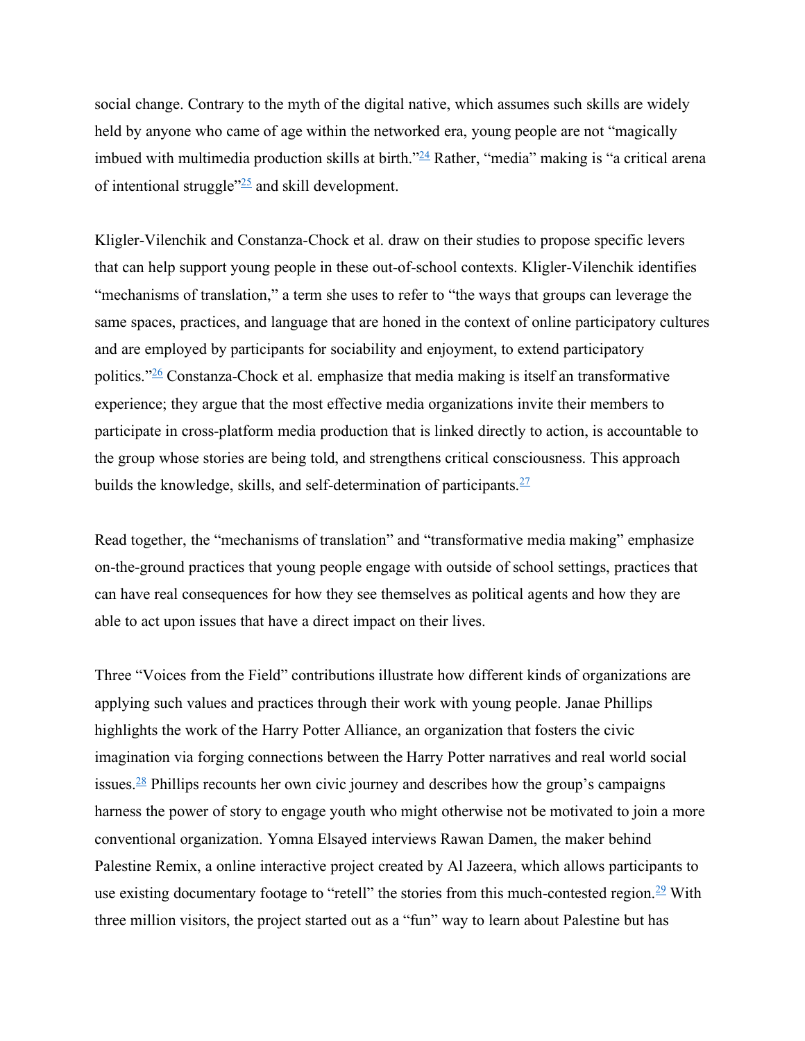social change. Contrary to the myth of the digital native, which assumes such skills are widely held by anyone who came of age within the networked era, young people are not "magically imbued with multimedia production skills at birth."[24] Rather, "media" making is "a critical arena of intentional struggle"[25] and skill development.

Kligler-Vilenchik and Constanza-Chock et al. draw on their studies to propose specific levers that can help support young people in these out-of-school contexts. Kligler-Vilenchik identifies "mechanisms of translation," a term she uses to refer to "the ways that groups can leverage the same spaces, practices, and language that are honed in the context of online participatory cultures and are employed by participants for sociability and enjoyment, to extend participatory politics."[26] Constanza-Chock et al. emphasize that media making is itself an transformative experience; they argue that the most effective media organizations invite their members to participate in cross-platform media production that is linked directly to action, is accountable to the group whose stories are being told, and strengthens critical consciousness. This approach builds the knowledge, skills, and self-determination of participants.[27]

Read together, the "mechanisms of translation" and "transformative media making" emphasize on-the-ground practices that young people engage with outside of school settings, practices that can have real consequences for how they see themselves as political agents and how they are able to act upon issues that have a direct impact on their lives.

Three "Voices from the Field" contributions illustrate how different kinds of organizations are applying such values and practices through their work with young people. Janae Phillips highlights the work of the Harry Potter Alliance, an organization that fosters the civic imagination via forging connections between the Harry Potter narratives and real world social issues.[28] Phillips recounts her own civic journey and describes how the group's campaigns harness the power of story to engage youth who might otherwise not be motivated to join a more conventional organization. Yomna Elsayed interviews Rawan Damen, the maker behind Palestine Remix, a online interactive project created by Al Jazeera, which allows participants to use existing documentary footage to "retell" the stories from this much-contested region.[29] With three million visitors, the project started out as a "fun" way to learn about Palestine but has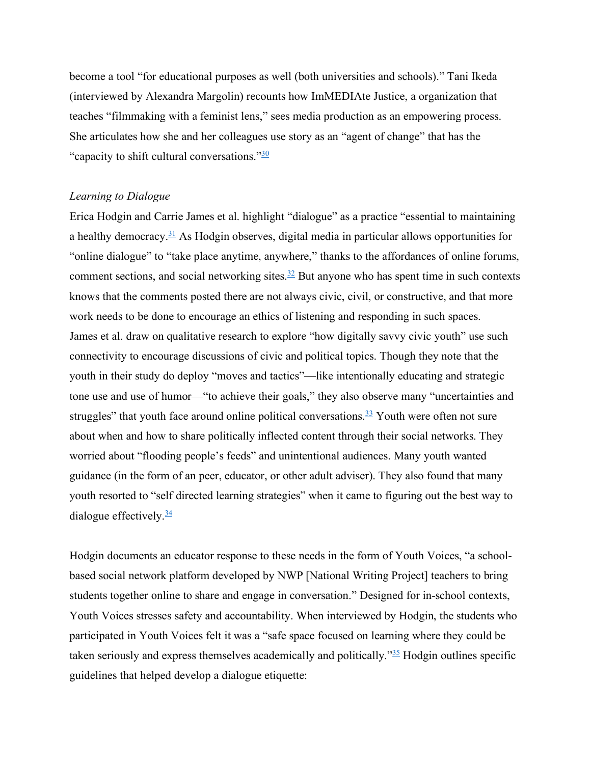become a tool "for educational purposes as well (both universities and schools)." Tani Ikeda (interviewed by Alexandra Margolin) recounts how ImMEDIAte Justice, a organization that teaches "filmmaking with a feminist lens," sees media production as an empowering process. She articulates how she and her colleagues use story as an "agent of change" that has the "capacity to shift cultural conversations."[30]

*Learning to Dialogue*

Erica Hodgin and Carrie James et al. highlight "dialogue" as a practice "essential to maintaining a healthy democracy.[31] As Hodgin observes, digital media in particular allows opportunities for "online dialogue" to "take place anytime, anywhere," thanks to the affordances of online forums, comment sections, and social networking sites.[32] But anyone who has spent time in such contexts knows that the comments posted there are not always civic, civil, or constructive, and that more work needs to be done to encourage an ethics of listening and responding in such spaces. James et al. draw on qualitative research to explore "how digitally savvy civic youth" use such connectivity to encourage discussions of civic and political topics. Though they note that the youth in their study do deploy "moves and tactics"—like intentionally educating and strategic tone use and use of humor—"to achieve their goals," they also observe many "uncertainties and struggles" that youth face around online political conversations.[33] Youth were often not sure about when and how to share politically inflected content through their social networks. They worried about "flooding people's feeds" and unintentional audiences. Many youth wanted guidance (in the form of an peer, educator, or other adult adviser). They also found that many youth resorted to "self directed learning strategies" when it came to figuring out the best way to dialogue effectively.[34]

Hodgin documents an educator response to these needs in the form of Youth Voices, "a school-based social network platform developed by NWP [National Writing Project] teachers to bring students together online to share and engage in conversation." Designed for in-school contexts, Youth Voices stresses safety and accountability. When interviewed by Hodgin, the students who participated in Youth Voices felt it was a "safe space focused on learning where they could be taken seriously and express themselves academically and politically."[35] Hodgin outlines specific guidelines that helped develop a dialogue etiquette: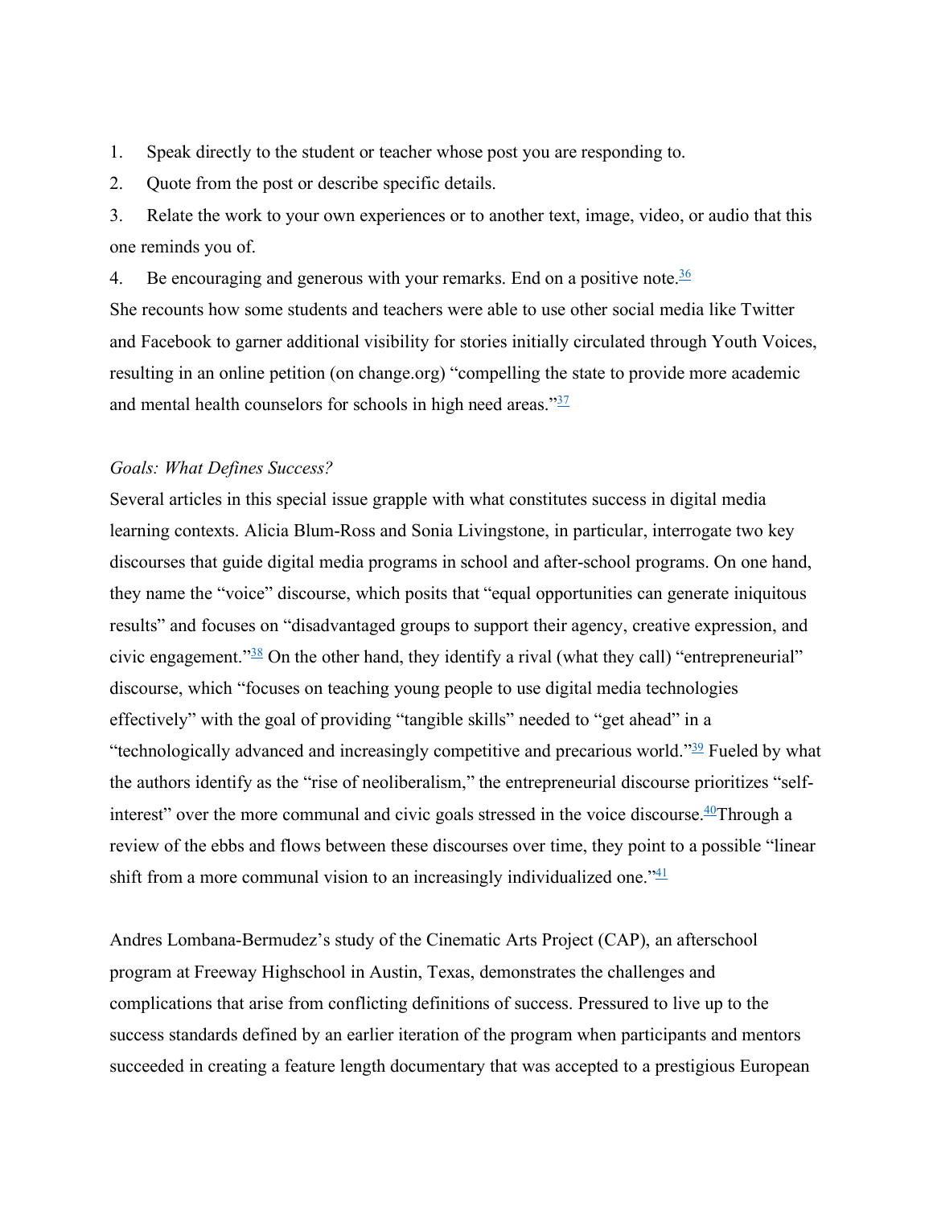1. Speak directly to the student or teacher whose post you are responding to.
2. Quote from the post or describe specific details.
3. Relate the work to your own experiences or to another text, image, video, or audio that this one reminds you of.
4. Be encouraging and generous with your remarks. End on a positive note.[36]

She recounts how some students and teachers were able to use other social media like Twitter and Facebook to garner additional visibility for stories initially circulated through Youth Voices, resulting in an online petition (on change.org) "compelling the state to provide more academic and mental health counselors for schools in high need areas."[37]

*Goals: What Defines Success?*

Several articles in this special issue grapple with what constitutes success in digital media learning contexts. Alicia Blum-Ross and Sonia Livingstone, in particular, interrogate two key discourses that guide digital media programs in school and after-school programs. On one hand, they name the "voice" discourse, which posits that "equal opportunities can generate iniquitous results" and focuses on "disadvantaged groups to support their agency, creative expression, and civic engagement."[38] On the other hand, they identify a rival (what they call) "entrepreneurial" discourse, which "focuses on teaching young people to use digital media technologies effectively" with the goal of providing "tangible skills" needed to "get ahead" in a "technologically advanced and increasingly competitive and precarious world."[39] Fueled by what the authors identify as the "rise of neoliberalism," the entrepreneurial discourse prioritizes "self-interest" over the more communal and civic goals stressed in the voice discourse.[40]Through a review of the ebbs and flows between these discourses over time, they point to a possible "linear shift from a more communal vision to an increasingly individualized one."[41]

Andres Lombana-Bermudez's study of the Cinematic Arts Project (CAP), an afterschool program at Freeway Highschool in Austin, Texas, demonstrates the challenges and complications that arise from conflicting definitions of success. Pressured to live up to the success standards defined by an earlier iteration of the program when participants and mentors succeeded in creating a feature length documentary that was accepted to a prestigious European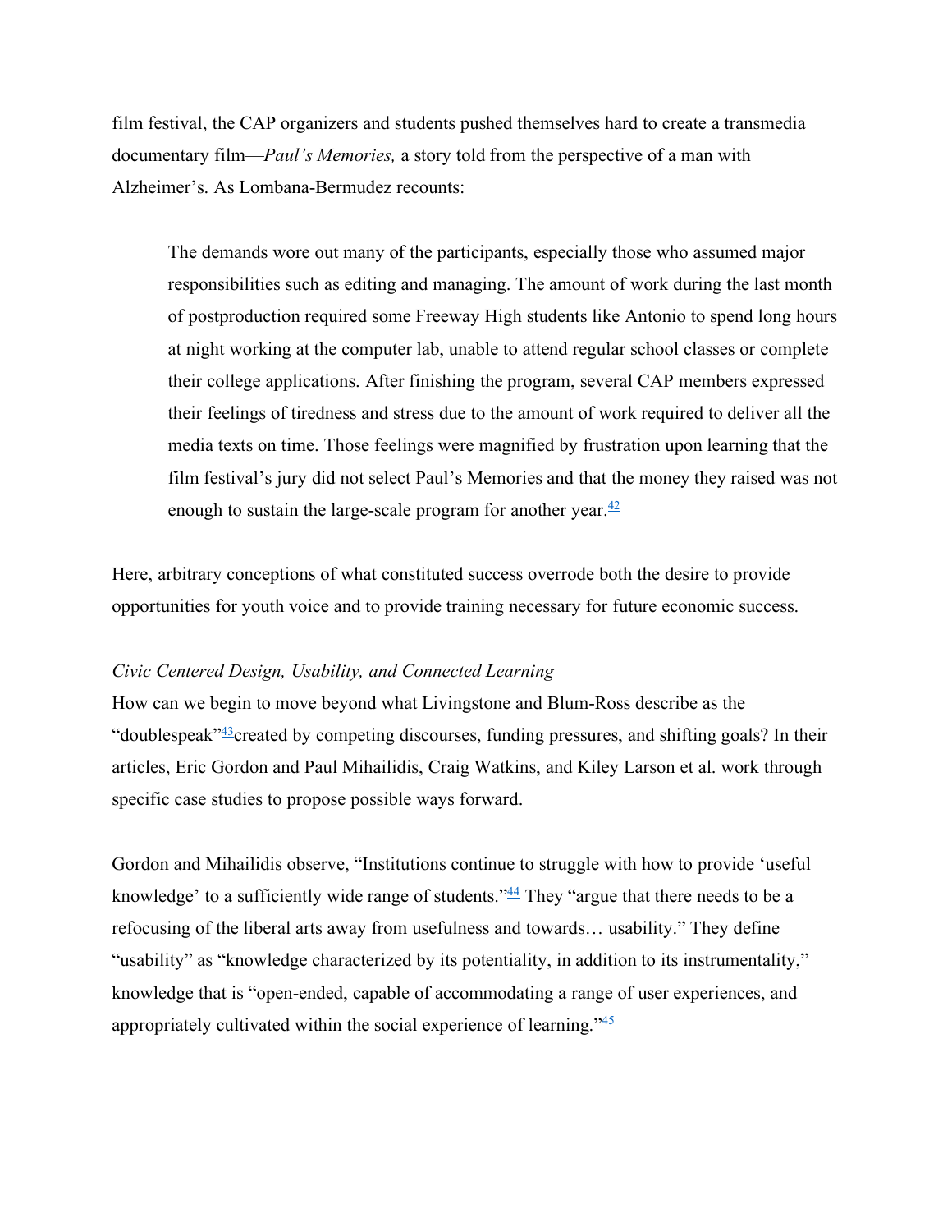film festival, the CAP organizers and students pushed themselves hard to create a transmedia documentary film—*Paul's Memories,* a story told from the perspective of a man with Alzheimer's. As Lombana-Bermudez recounts:

> The demands wore out many of the participants, especially those who assumed major responsibilities such as editing and managing. The amount of work during the last month of postproduction required some Freeway High students like Antonio to spend long hours at night working at the computer lab, unable to attend regular school classes or complete their college applications. After finishing the program, several CAP members expressed their feelings of tiredness and stress due to the amount of work required to deliver all the media texts on time. Those feelings were magnified by frustration upon learning that the film festival's jury did not select Paul's Memories and that the money they raised was not enough to sustain the large-scale program for another year.[42]

Here, arbitrary conceptions of what constituted success overrode both the desire to provide opportunities for youth voice and to provide training necessary for future economic success.

*Civic Centered Design, Usability, and Connected Learning*

How can we begin to move beyond what Livingstone and Blum-Ross describe as the "doublespeak"[43]created by competing discourses, funding pressures, and shifting goals? In their articles, Eric Gordon and Paul Mihailidis, Craig Watkins, and Kiley Larson et al. work through specific case studies to propose possible ways forward.

Gordon and Mihailidis observe, "Institutions continue to struggle with how to provide 'useful knowledge' to a sufficiently wide range of students."[44] They "argue that there needs to be a refocusing of the liberal arts away from usefulness and towards… usability." They define "usability" as "knowledge characterized by its potentiality, in addition to its instrumentality," knowledge that is "open-ended, capable of accommodating a range of user experiences, and appropriately cultivated within the social experience of learning."[45]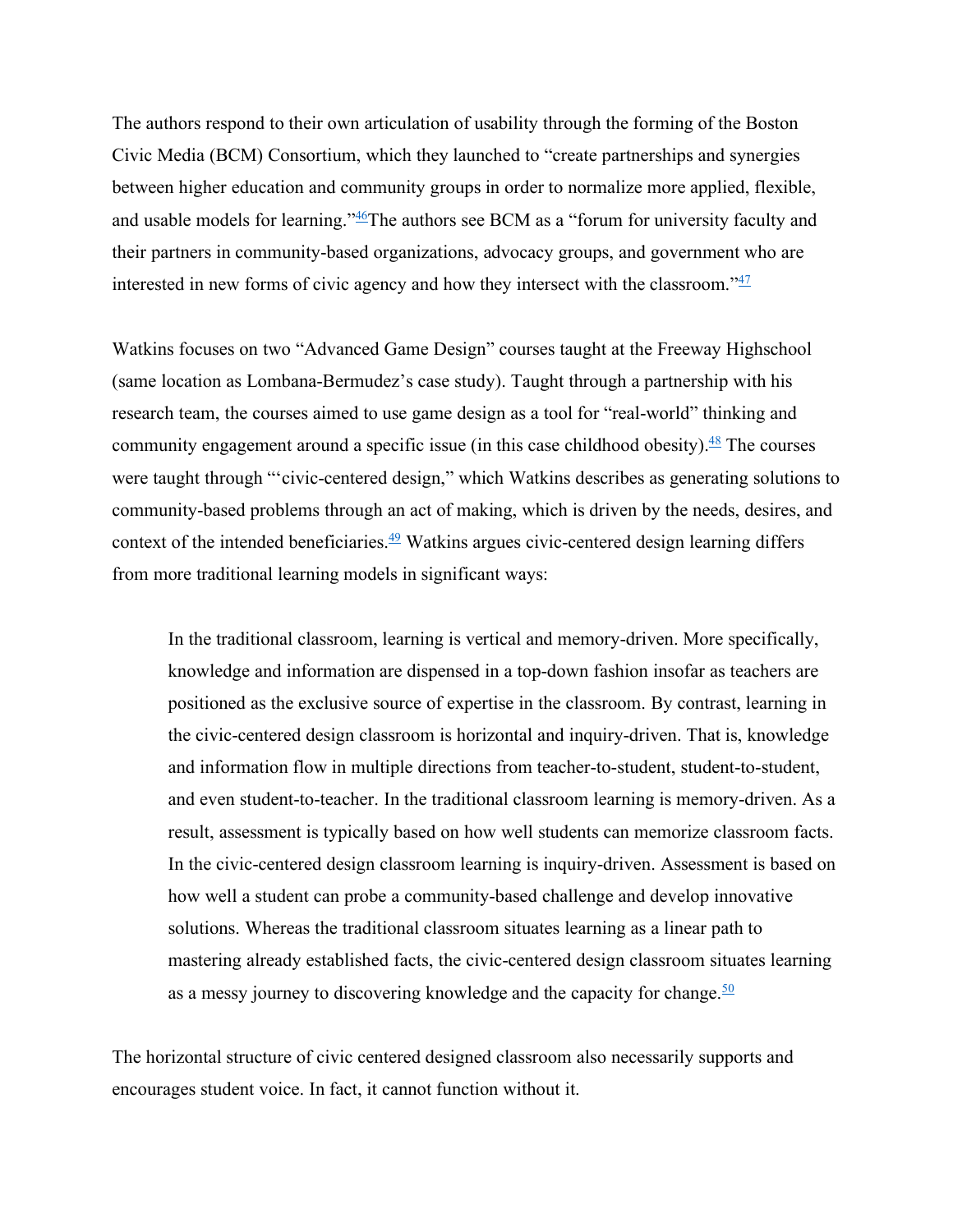The authors respond to their own articulation of usability through the forming of the Boston Civic Media (BCM) Consortium, which they launched to "create partnerships and synergies between higher education and community groups in order to normalize more applied, flexible, and usable models for learning."[46]The authors see BCM as a "forum for university faculty and their partners in community-based organizations, advocacy groups, and government who are interested in new forms of civic agency and how they intersect with the classroom."[47]

Watkins focuses on two "Advanced Game Design" courses taught at the Freeway Highschool (same location as Lombana-Bermudez's case study). Taught through a partnership with his research team, the courses aimed to use game design as a tool for "real-world" thinking and community engagement around a specific issue (in this case childhood obesity).[48] The courses were taught through "'civic-centered design," which Watkins describes as generating solutions to community-based problems through an act of making, which is driven by the needs, desires, and context of the intended beneficiaries.[49] Watkins argues civic-centered design learning differs from more traditional learning models in significant ways:

> In the traditional classroom, learning is vertical and memory-driven. More specifically, knowledge and information are dispensed in a top-down fashion insofar as teachers are positioned as the exclusive source of expertise in the classroom. By contrast, learning in the civic-centered design classroom is horizontal and inquiry-driven. That is, knowledge and information flow in multiple directions from teacher-to-student, student-to-student, and even student-to-teacher. In the traditional classroom learning is memory-driven. As a result, assessment is typically based on how well students can memorize classroom facts. In the civic-centered design classroom learning is inquiry-driven. Assessment is based on how well a student can probe a community-based challenge and develop innovative solutions. Whereas the traditional classroom situates learning as a linear path to mastering already established facts, the civic-centered design classroom situates learning as a messy journey to discovering knowledge and the capacity for change.[50]

The horizontal structure of civic centered designed classroom also necessarily supports and encourages student voice. In fact, it cannot function without it.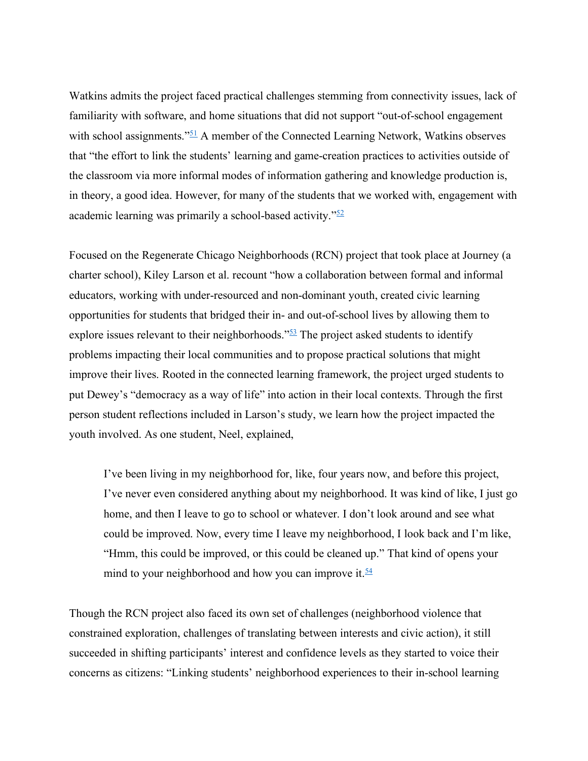Watkins admits the project faced practical challenges stemming from connectivity issues, lack of familiarity with software, and home situations that did not support "out-of-school engagement with school assignments."[51] A member of the Connected Learning Network, Watkins observes that "the effort to link the students' learning and game-creation practices to activities outside of the classroom via more informal modes of information gathering and knowledge production is, in theory, a good idea. However, for many of the students that we worked with, engagement with academic learning was primarily a school-based activity."[52]

Focused on the Regenerate Chicago Neighborhoods (RCN) project that took place at Journey (a charter school), Kiley Larson et al. recount "how a collaboration between formal and informal educators, working with under-resourced and non-dominant youth, created civic learning opportunities for students that bridged their in- and out-of-school lives by allowing them to explore issues relevant to their neighborhoods."[53] The project asked students to identify problems impacting their local communities and to propose practical solutions that might improve their lives. Rooted in the connected learning framework, the project urged students to put Dewey's "democracy as a way of life" into action in their local contexts. Through the first person student reflections included in Larson's study, we learn how the project impacted the youth involved. As one student, Neel, explained,

> I've been living in my neighborhood for, like, four years now, and before this project, I've never even considered anything about my neighborhood. It was kind of like, I just go home, and then I leave to go to school or whatever. I don't look around and see what could be improved. Now, every time I leave my neighborhood, I look back and I'm like, "Hmm, this could be improved, or this could be cleaned up." That kind of opens your mind to your neighborhood and how you can improve it.[54]

Though the RCN project also faced its own set of challenges (neighborhood violence that constrained exploration, challenges of translating between interests and civic action), it still succeeded in shifting participants' interest and confidence levels as they started to voice their concerns as citizens: "Linking students' neighborhood experiences to their in-school learning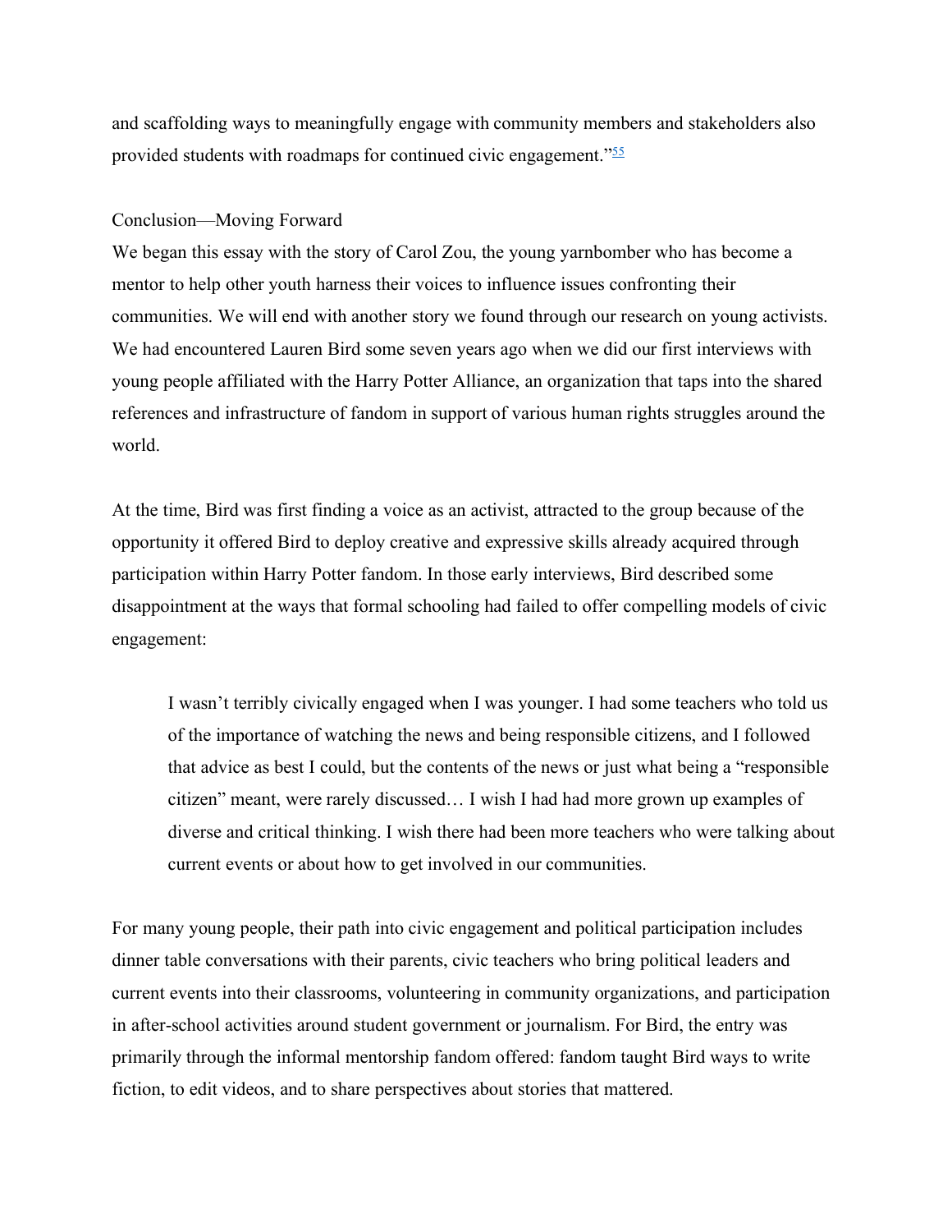and scaffolding ways to meaningfully engage with community members and stakeholders also provided students with roadmaps for continued civic engagement."[55]

## Conclusion—Moving Forward

We began this essay with the story of Carol Zou, the young yarnbomber who has become a mentor to help other youth harness their voices to influence issues confronting their communities. We will end with another story we found through our research on young activists. We had encountered Lauren Bird some seven years ago when we did our first interviews with young people affiliated with the Harry Potter Alliance, an organization that taps into the shared references and infrastructure of fandom in support of various human rights struggles around the world.

At the time, Bird was first finding a voice as an activist, attracted to the group because of the opportunity it offered Bird to deploy creative and expressive skills already acquired through participation within Harry Potter fandom. In those early interviews, Bird described some disappointment at the ways that formal schooling had failed to offer compelling models of civic engagement:

> I wasn't terribly civically engaged when I was younger. I had some teachers who told us of the importance of watching the news and being responsible citizens, and I followed that advice as best I could, but the contents of the news or just what being a "responsible citizen" meant, were rarely discussed… I wish I had had more grown up examples of diverse and critical thinking. I wish there had been more teachers who were talking about current events or about how to get involved in our communities.

For many young people, their path into civic engagement and political participation includes dinner table conversations with their parents, civic teachers who bring political leaders and current events into their classrooms, volunteering in community organizations, and participation in after-school activities around student government or journalism. For Bird, the entry was primarily through the informal mentorship fandom offered: fandom taught Bird ways to write fiction, to edit videos, and to share perspectives about stories that mattered.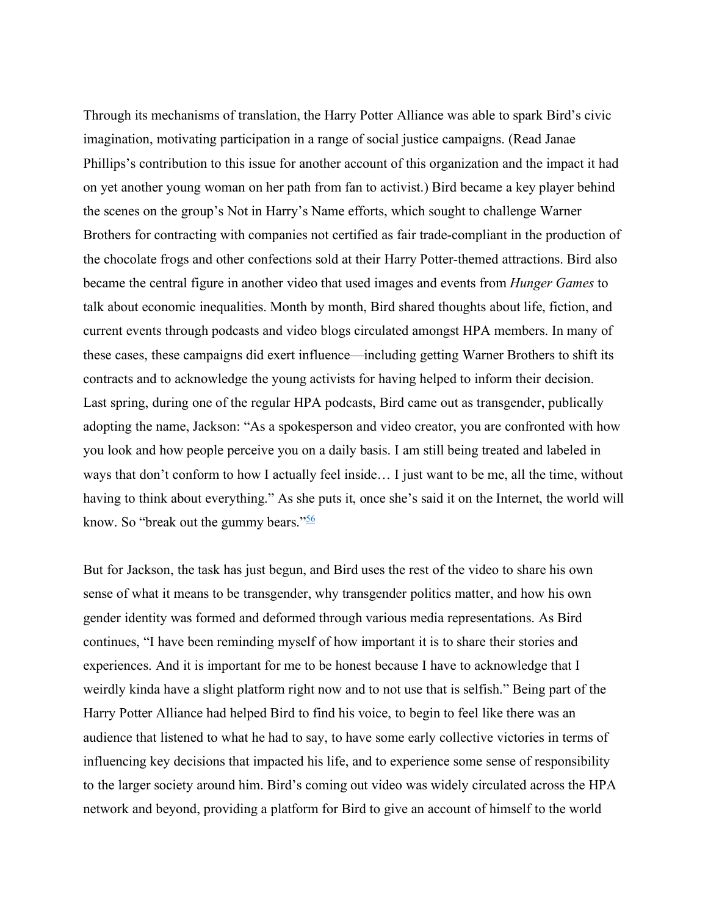Through its mechanisms of translation, the Harry Potter Alliance was able to spark Bird's civic imagination, motivating participation in a range of social justice campaigns. (Read Janae Phillips's contribution to this issue for another account of this organization and the impact it had on yet another young woman on her path from fan to activist.) Bird became a key player behind the scenes on the group's Not in Harry's Name efforts, which sought to challenge Warner Brothers for contracting with companies not certified as fair trade-compliant in the production of the chocolate frogs and other confections sold at their Harry Potter-themed attractions. Bird also became the central figure in another video that used images and events from *Hunger Games* to talk about economic inequalities. Month by month, Bird shared thoughts about life, fiction, and current events through podcasts and video blogs circulated amongst HPA members. In many of these cases, these campaigns did exert influence—including getting Warner Brothers to shift its contracts and to acknowledge the young activists for having helped to inform their decision. Last spring, during one of the regular HPA podcasts, Bird came out as transgender, publically adopting the name, Jackson: "As a spokesperson and video creator, you are confronted with how you look and how people perceive you on a daily basis. I am still being treated and labeled in ways that don't conform to how I actually feel inside… I just want to be me, all the time, without having to think about everything." As she puts it, once she's said it on the Internet, the world will know. So "break out the gummy bears."[56]

But for Jackson, the task has just begun, and Bird uses the rest of the video to share his own sense of what it means to be transgender, why transgender politics matter, and how his own gender identity was formed and deformed through various media representations. As Bird continues, "I have been reminding myself of how important it is to share their stories and experiences. And it is important for me to be honest because I have to acknowledge that I weirdly kinda have a slight platform right now and to not use that is selfish." Being part of the Harry Potter Alliance had helped Bird to find his voice, to begin to feel like there was an audience that listened to what he had to say, to have some early collective victories in terms of influencing key decisions that impacted his life, and to experience some sense of responsibility to the larger society around him. Bird's coming out video was widely circulated across the HPA network and beyond, providing a platform for Bird to give an account of himself to the world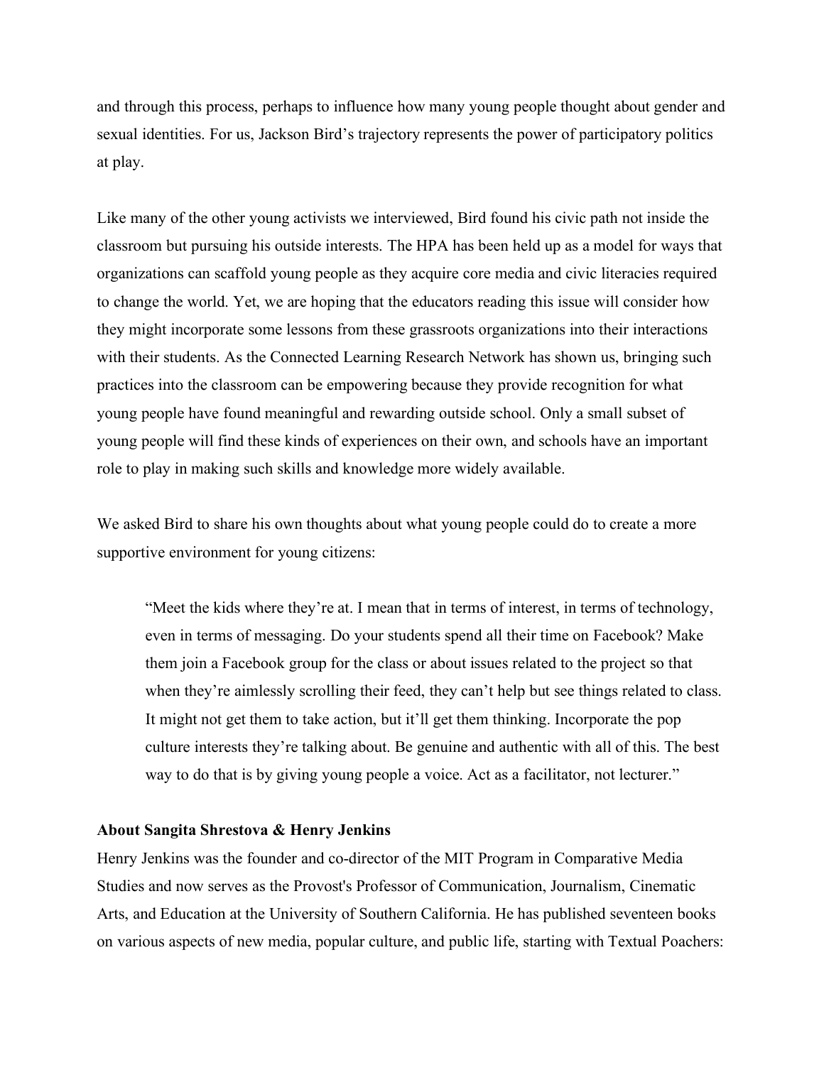and through this process, perhaps to influence how many young people thought about gender and sexual identities. For us, Jackson Bird's trajectory represents the power of participatory politics at play.

Like many of the other young activists we interviewed, Bird found his civic path not inside the classroom but pursuing his outside interests. The HPA has been held up as a model for ways that organizations can scaffold young people as they acquire core media and civic literacies required to change the world. Yet, we are hoping that the educators reading this issue will consider how they might incorporate some lessons from these grassroots organizations into their interactions with their students. As the Connected Learning Research Network has shown us, bringing such practices into the classroom can be empowering because they provide recognition for what young people have found meaningful and rewarding outside school. Only a small subset of young people will find these kinds of experiences on their own, and schools have an important role to play in making such skills and knowledge more widely available.

We asked Bird to share his own thoughts about what young people could do to create a more supportive environment for young citizens:

> "Meet the kids where they're at. I mean that in terms of interest, in terms of technology, even in terms of messaging. Do your students spend all their time on Facebook? Make them join a Facebook group for the class or about issues related to the project so that when they're aimlessly scrolling their feed, they can't help but see things related to class. It might not get them to take action, but it'll get them thinking. Incorporate the pop culture interests they're talking about. Be genuine and authentic with all of this. The best way to do that is by giving young people a voice. Act as a facilitator, not lecturer."

**About Sangita Shrestova & Henry Jenkins**

Henry Jenkins was the founder and co-director of the MIT Program in Comparative Media Studies and now serves as the Provost's Professor of Communication, Journalism, Cinematic Arts, and Education at the University of Southern California. He has published seventeen books on various aspects of new media, popular culture, and public life, starting with Textual Poachers: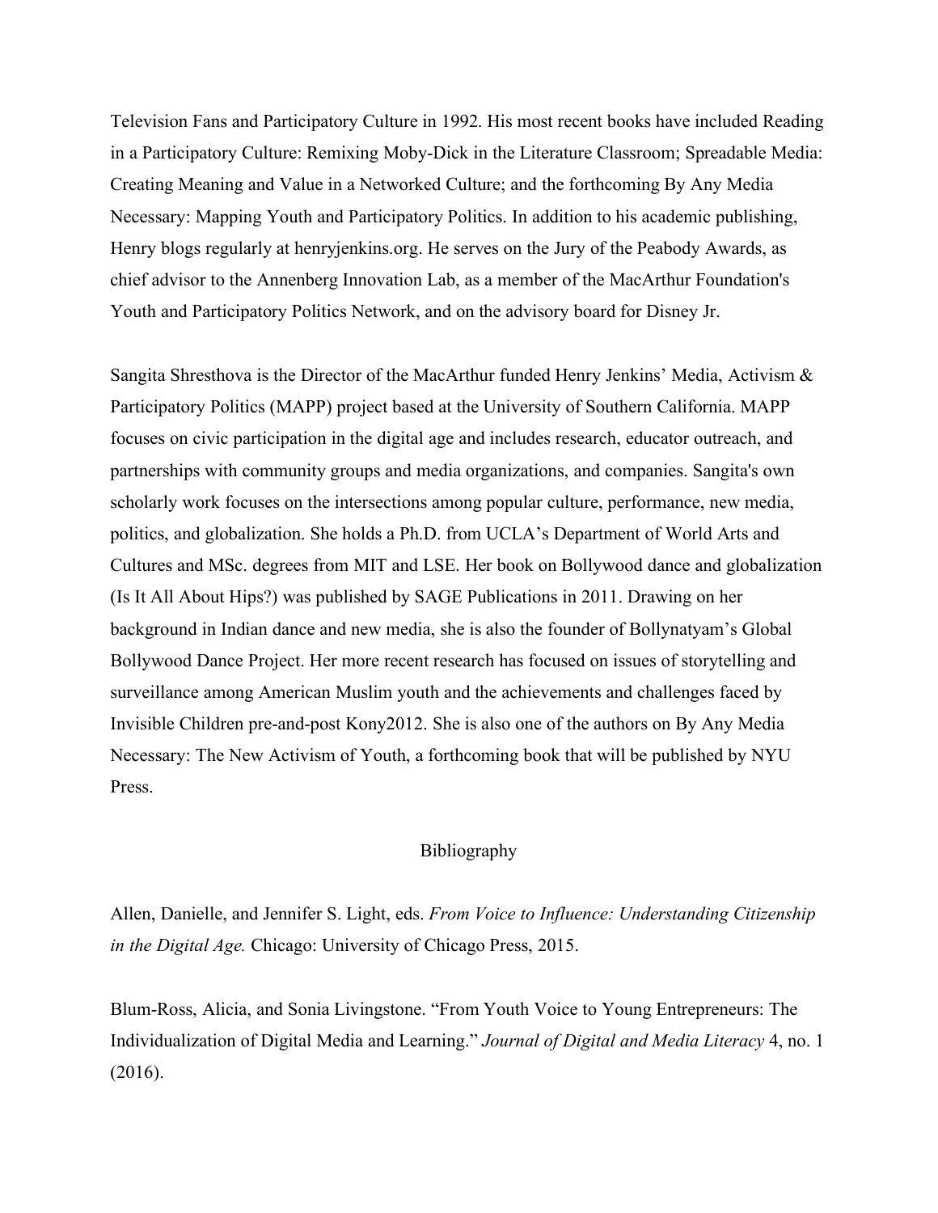Television Fans and Participatory Culture in 1992. His most recent books have included Reading in a Participatory Culture: Remixing Moby-Dick in the Literature Classroom; Spreadable Media: Creating Meaning and Value in a Networked Culture; and the forthcoming By Any Media Necessary: Mapping Youth and Participatory Politics. In addition to his academic publishing, Henry blogs regularly at henryjenkins.org. He serves on the Jury of the Peabody Awards, as chief advisor to the Annenberg Innovation Lab, as a member of the MacArthur Foundation's Youth and Participatory Politics Network, and on the advisory board for Disney Jr.

Sangita Shresthova is the Director of the MacArthur funded Henry Jenkins' Media, Activism & Participatory Politics (MAPP) project based at the University of Southern California. MAPP focuses on civic participation in the digital age and includes research, educator outreach, and partnerships with community groups and media organizations, and companies. Sangita's own scholarly work focuses on the intersections among popular culture, performance, new media, politics, and globalization. She holds a Ph.D. from UCLA's Department of World Arts and Cultures and MSc. degrees from MIT and LSE. Her book on Bollywood dance and globalization (Is It All About Hips?) was published by SAGE Publications in 2011. Drawing on her background in Indian dance and new media, she is also the founder of Bollynatyam's Global Bollywood Dance Project. Her more recent research has focused on issues of storytelling and surveillance among American Muslim youth and the achievements and challenges faced by Invisible Children pre-and-post Kony2012. She is also one of the authors on By Any Media Necessary: The New Activism of Youth, a forthcoming book that will be published by NYU Press.

## Bibliography

Allen, Danielle, and Jennifer S. Light, eds. *From Voice to Influence: Understanding Citizenship in the Digital Age.* Chicago: University of Chicago Press, 2015.

Blum-Ross, Alicia, and Sonia Livingstone. "From Youth Voice to Young Entrepreneurs: The Individualization of Digital Media and Learning." *Journal of Digital and Media Literacy* 4, no. 1 (2016).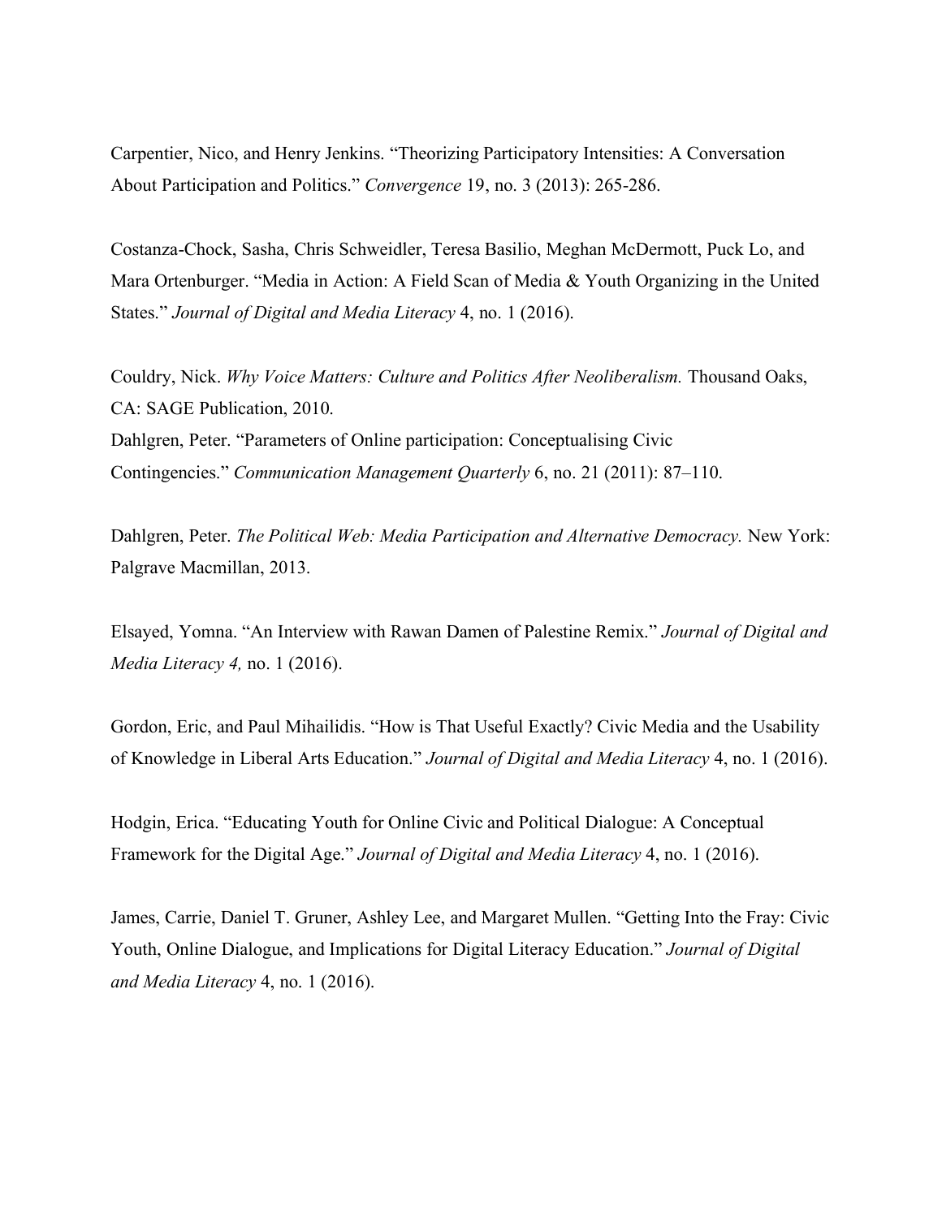Carpentier, Nico, and Henry Jenkins. "Theorizing Participatory Intensities: A Conversation About Participation and Politics." *Convergence* 19, no. 3 (2013): 265-286.

Costanza-Chock, Sasha, Chris Schweidler, Teresa Basilio, Meghan McDermott, Puck Lo, and Mara Ortenburger. "Media in Action: A Field Scan of Media & Youth Organizing in the United States." *Journal of Digital and Media Literacy* 4, no. 1 (2016).

Couldry, Nick. *Why Voice Matters: Culture and Politics After Neoliberalism.* Thousand Oaks, CA: SAGE Publication, 2010.

Dahlgren, Peter. "Parameters of Online participation: Conceptualising Civic Contingencies." *Communication Management Quarterly* 6, no. 21 (2011): 87–110.

Dahlgren, Peter. *The Political Web: Media Participation and Alternative Democracy.* New York: Palgrave Macmillan, 2013.

Elsayed, Yomna. "An Interview with Rawan Damen of Palestine Remix." *Journal of Digital and Media Literacy 4,* no. 1 (2016).

Gordon, Eric, and Paul Mihailidis. "How is That Useful Exactly? Civic Media and the Usability of Knowledge in Liberal Arts Education." *Journal of Digital and Media Literacy* 4, no. 1 (2016).

Hodgin, Erica. "Educating Youth for Online Civic and Political Dialogue: A Conceptual Framework for the Digital Age." *Journal of Digital and Media Literacy* 4, no. 1 (2016).

James, Carrie, Daniel T. Gruner, Ashley Lee, and Margaret Mullen. "Getting Into the Fray: Civic Youth, Online Dialogue, and Implications for Digital Literacy Education." *Journal of Digital and Media Literacy* 4, no. 1 (2016).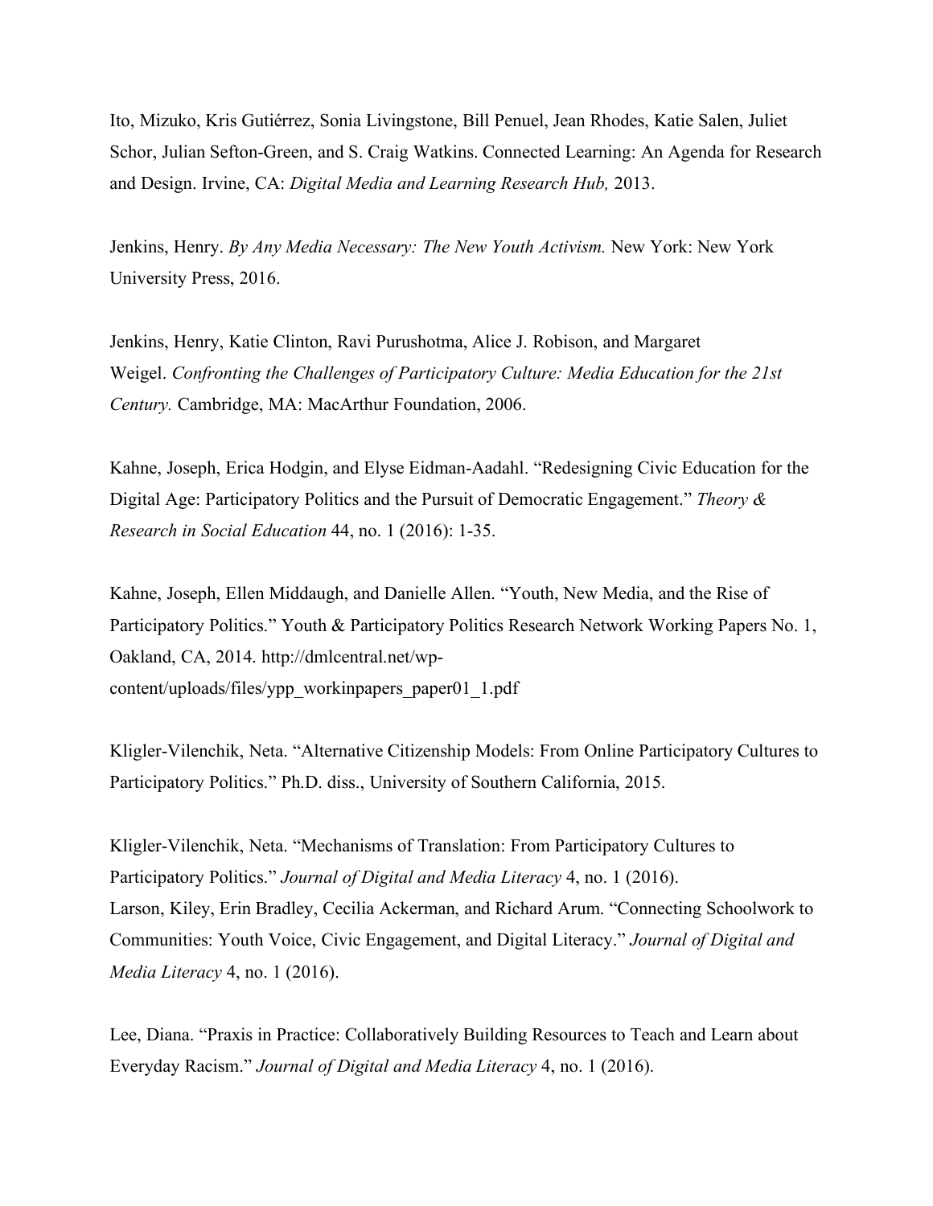Ito, Mizuko, Kris Gutiérrez, Sonia Livingstone, Bill Penuel, Jean Rhodes, Katie Salen, Juliet Schor, Julian Sefton-Green, and S. Craig Watkins. Connected Learning: An Agenda for Research and Design. Irvine, CA: *Digital Media and Learning Research Hub,* 2013.

Jenkins, Henry. *By Any Media Necessary: The New Youth Activism.* New York: New York University Press, 2016.

Jenkins, Henry, Katie Clinton, Ravi Purushotma, Alice J. Robison, and Margaret Weigel. *Confronting the Challenges of Participatory Culture: Media Education for the 21st Century.* Cambridge, MA: MacArthur Foundation, 2006.

Kahne, Joseph, Erica Hodgin, and Elyse Eidman-Aadahl. "Redesigning Civic Education for the Digital Age: Participatory Politics and the Pursuit of Democratic Engagement." *Theory & Research in Social Education* 44, no. 1 (2016): 1-35.

Kahne, Joseph, Ellen Middaugh, and Danielle Allen. "Youth, New Media, and the Rise of Participatory Politics." Youth & Participatory Politics Research Network Working Papers No. 1, Oakland, CA, 2014. http://dmlcentral.net/wp-content/uploads/files/ypp_workinpapers_paper01_1.pdf

Kligler-Vilenchik, Neta. "Alternative Citizenship Models: From Online Participatory Cultures to Participatory Politics." Ph.D. diss., University of Southern California, 2015.

Kligler-Vilenchik, Neta. "Mechanisms of Translation: From Participatory Cultures to Participatory Politics." *Journal of Digital and Media Literacy* 4, no. 1 (2016).

Larson, Kiley, Erin Bradley, Cecilia Ackerman, and Richard Arum. "Connecting Schoolwork to Communities: Youth Voice, Civic Engagement, and Digital Literacy." *Journal of Digital and Media Literacy* 4, no. 1 (2016).

Lee, Diana. "Praxis in Practice: Collaboratively Building Resources to Teach and Learn about Everyday Racism." *Journal of Digital and Media Literacy* 4, no. 1 (2016).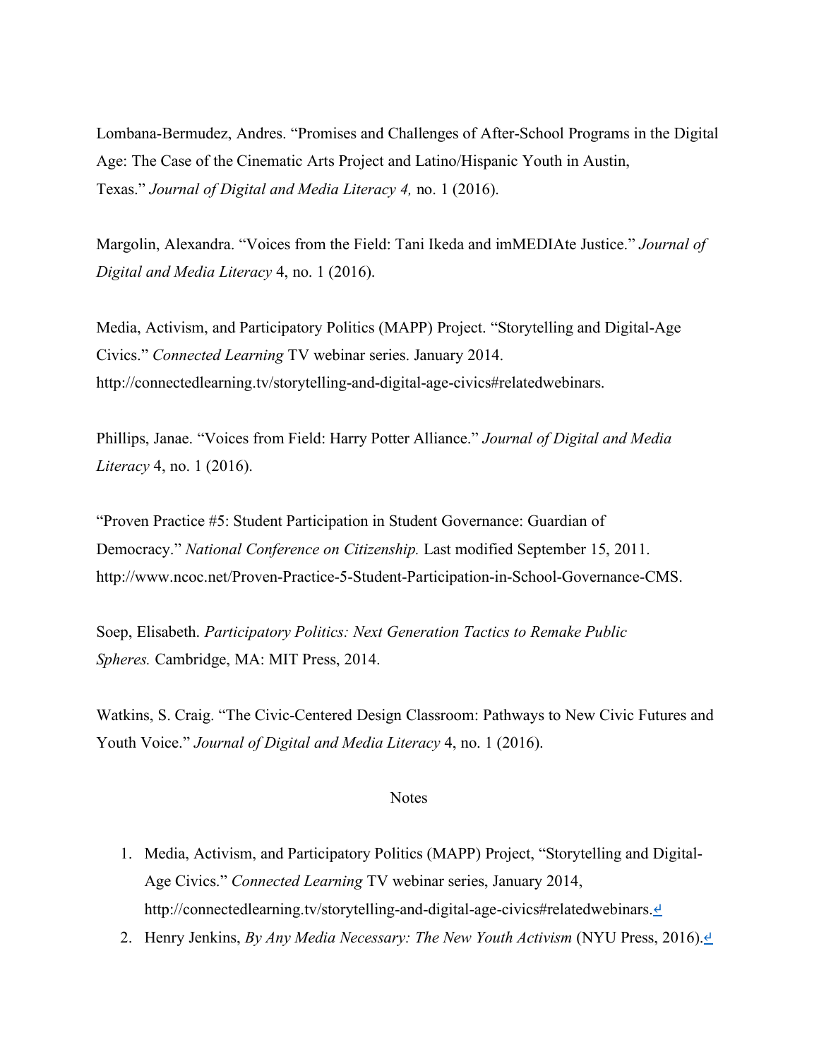Lombana-Bermudez, Andres. “Promises and Challenges of After-School Programs in the Digital Age: The Case of the Cinematic Arts Project and Latino/Hispanic Youth in Austin, Texas.” *Journal of Digital and Media Literacy 4,* no. 1 (2016).

Margolin, Alexandra. “Voices from the Field: Tani Ikeda and imMEDIAte Justice.” *Journal of Digital and Media Literacy* 4, no. 1 (2016).

Media, Activism, and Participatory Politics (MAPP) Project. “Storytelling and Digital-Age Civics.” *Connected Learning* TV webinar series. January 2014. http://connectedlearning.tv/storytelling-and-digital-age-civics#relatedwebinars.

Phillips, Janae. “Voices from Field: Harry Potter Alliance.” *Journal of Digital and Media Literacy* 4, no. 1 (2016).

“Proven Practice #5: Student Participation in Student Governance: Guardian of Democracy.” *National Conference on Citizenship.* Last modified September 15, 2011. http://www.ncoc.net/Proven-Practice-5-Student-Participation-in-School-Governance-CMS.

Soep, Elisabeth. *Participatory Politics: Next Generation Tactics to Remake Public Spheres.* Cambridge, MA: MIT Press, 2014.

Watkins, S. Craig. “The Civic-Centered Design Classroom: Pathways to New Civic Futures and Youth Voice.” *Journal of Digital and Media Literacy* 4, no. 1 (2016).

## Notes

1. Media, Activism, and Participatory Politics (MAPP) Project, “Storytelling and Digital-Age Civics.” *Connected Learning* TV webinar series, January 2014, http://connectedlearning.tv/storytelling-and-digital-age-civics#relatedwebinars.↩
2. Henry Jenkins, *By Any Media Necessary: The New Youth Activism* (NYU Press, 2016).↩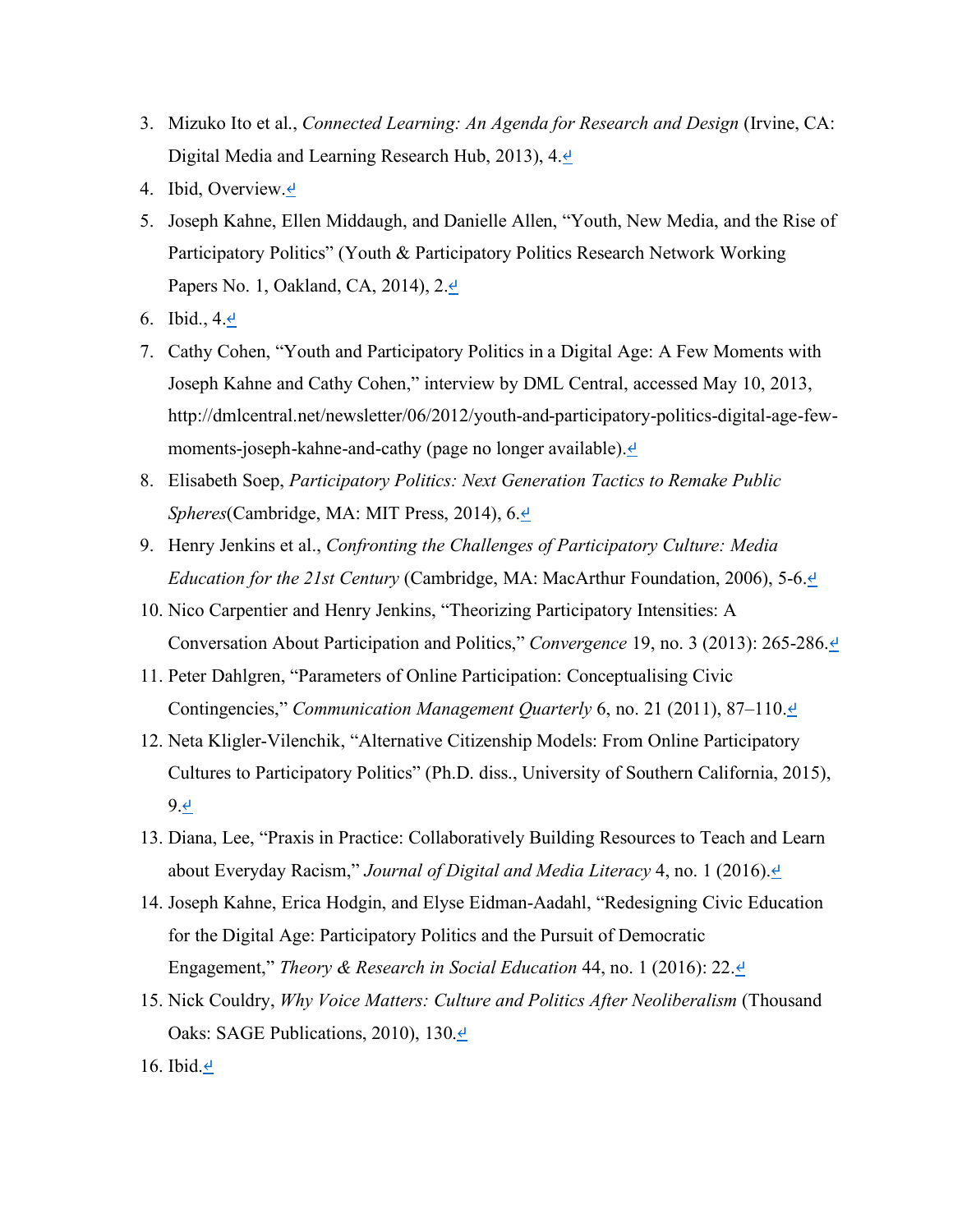3. Mizuko Ito et al., *Connected Learning: An Agenda for Research and Design* (Irvine, CA: Digital Media and Learning Research Hub, 2013), 4.↩
4. Ibid, Overview.↩
5. Joseph Kahne, Ellen Middaugh, and Danielle Allen, “Youth, New Media, and the Rise of Participatory Politics” (Youth & Participatory Politics Research Network Working Papers No. 1, Oakland, CA, 2014), 2.↩
6. Ibid., 4.↩
7. Cathy Cohen, “Youth and Participatory Politics in a Digital Age: A Few Moments with Joseph Kahne and Cathy Cohen,” interview by DML Central, accessed May 10, 2013, http://dmlcentral.net/newsletter/06/2012/youth-and-participatory-politics-digital-age-few-moments-joseph-kahne-and-cathy (page no longer available).↩
8. Elisabeth Soep, *Participatory Politics: Next Generation Tactics to Remake Public Spheres*(Cambridge, MA: MIT Press, 2014), 6.↩
9. Henry Jenkins et al., *Confronting the Challenges of Participatory Culture: Media Education for the 21st Century* (Cambridge, MA: MacArthur Foundation, 2006), 5-6.↩
10. Nico Carpentier and Henry Jenkins, “Theorizing Participatory Intensities: A Conversation About Participation and Politics,” *Convergence* 19, no. 3 (2013): 265-286.↩
11. Peter Dahlgren, “Parameters of Online Participation: Conceptualising Civic Contingencies,” *Communication Management Quarterly* 6, no. 21 (2011), 87–110.↩
12. Neta Kligler-Vilenchik, “Alternative Citizenship Models: From Online Participatory Cultures to Participatory Politics” (Ph.D. diss., University of Southern California, 2015), 9.↩
13. Diana, Lee, “Praxis in Practice: Collaboratively Building Resources to Teach and Learn about Everyday Racism,” *Journal of Digital and Media Literacy* 4, no. 1 (2016).↩
14. Joseph Kahne, Erica Hodgin, and Elyse Eidman-Aadahl, “Redesigning Civic Education for the Digital Age: Participatory Politics and the Pursuit of Democratic Engagement,” *Theory & Research in Social Education* 44, no. 1 (2016): 22.↩
15. Nick Couldry, *Why Voice Matters: Culture and Politics After Neoliberalism* (Thousand Oaks: SAGE Publications, 2010), 130.↩
16. Ibid.↩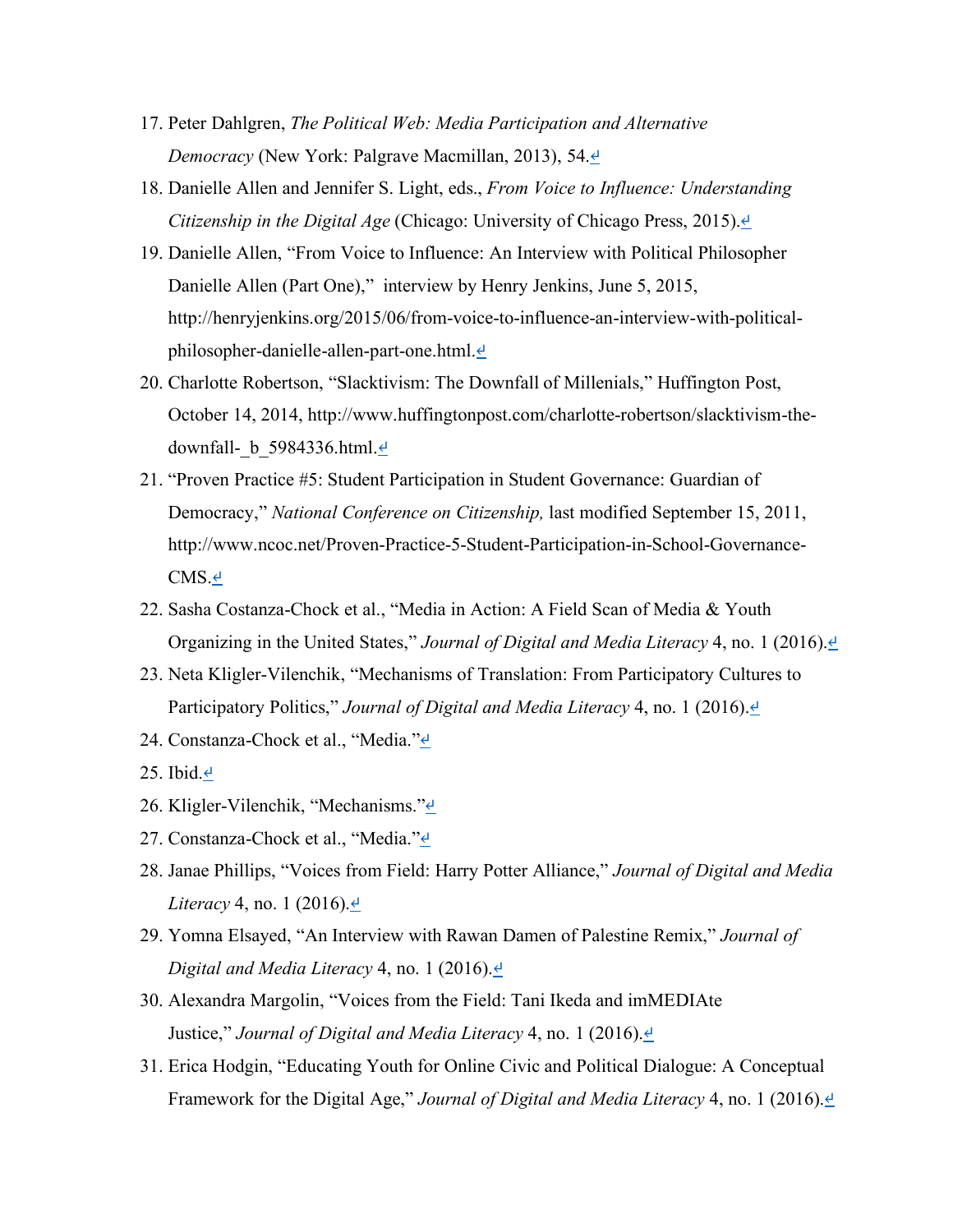17. Peter Dahlgren, *The Political Web: Media Participation and Alternative Democracy* (New York: Palgrave Macmillan, 2013), 54.↩
18. Danielle Allen and Jennifer S. Light, eds., *From Voice to Influence: Understanding Citizenship in the Digital Age* (Chicago: University of Chicago Press, 2015).↩
19. Danielle Allen, "From Voice to Influence: An Interview with Political Philosopher Danielle Allen (Part One)," interview by Henry Jenkins, June 5, 2015, http://henryjenkins.org/2015/06/from-voice-to-influence-an-interview-with-political-philosopher-danielle-allen-part-one.html.↩
20. Charlotte Robertson, "Slacktivism: The Downfall of Millenials," Huffington Post, October 14, 2014, http://www.huffingtonpost.com/charlotte-robertson/slacktivism-the-downfall-_b_5984336.html.↩
21. "Proven Practice #5: Student Participation in Student Governance: Guardian of Democracy," *National Conference on Citizenship,* last modified September 15, 2011, http://www.ncoc.net/Proven-Practice-5-Student-Participation-in-School-Governance-CMS.↩
22. Sasha Costanza-Chock et al., "Media in Action: A Field Scan of Media & Youth Organizing in the United States," *Journal of Digital and Media Literacy* 4, no. 1 (2016).↩
23. Neta Kligler-Vilenchik, "Mechanisms of Translation: From Participatory Cultures to Participatory Politics," *Journal of Digital and Media Literacy* 4, no. 1 (2016).↩
24. Constanza-Chock et al., "Media."↩
25. Ibid.↩
26. Kligler-Vilenchik, "Mechanisms."↩
27. Constanza-Chock et al., "Media."↩
28. Janae Phillips, "Voices from Field: Harry Potter Alliance," *Journal of Digital and Media Literacy* 4, no. 1 (2016).↩
29. Yomna Elsayed, "An Interview with Rawan Damen of Palestine Remix," *Journal of Digital and Media Literacy* 4, no. 1 (2016).↩
30. Alexandra Margolin, "Voices from the Field: Tani Ikeda and imMEDIAte Justice," *Journal of Digital and Media Literacy* 4, no. 1 (2016).↩
31. Erica Hodgin, "Educating Youth for Online Civic and Political Dialogue: A Conceptual Framework for the Digital Age," *Journal of Digital and Media Literacy* 4, no. 1 (2016).↩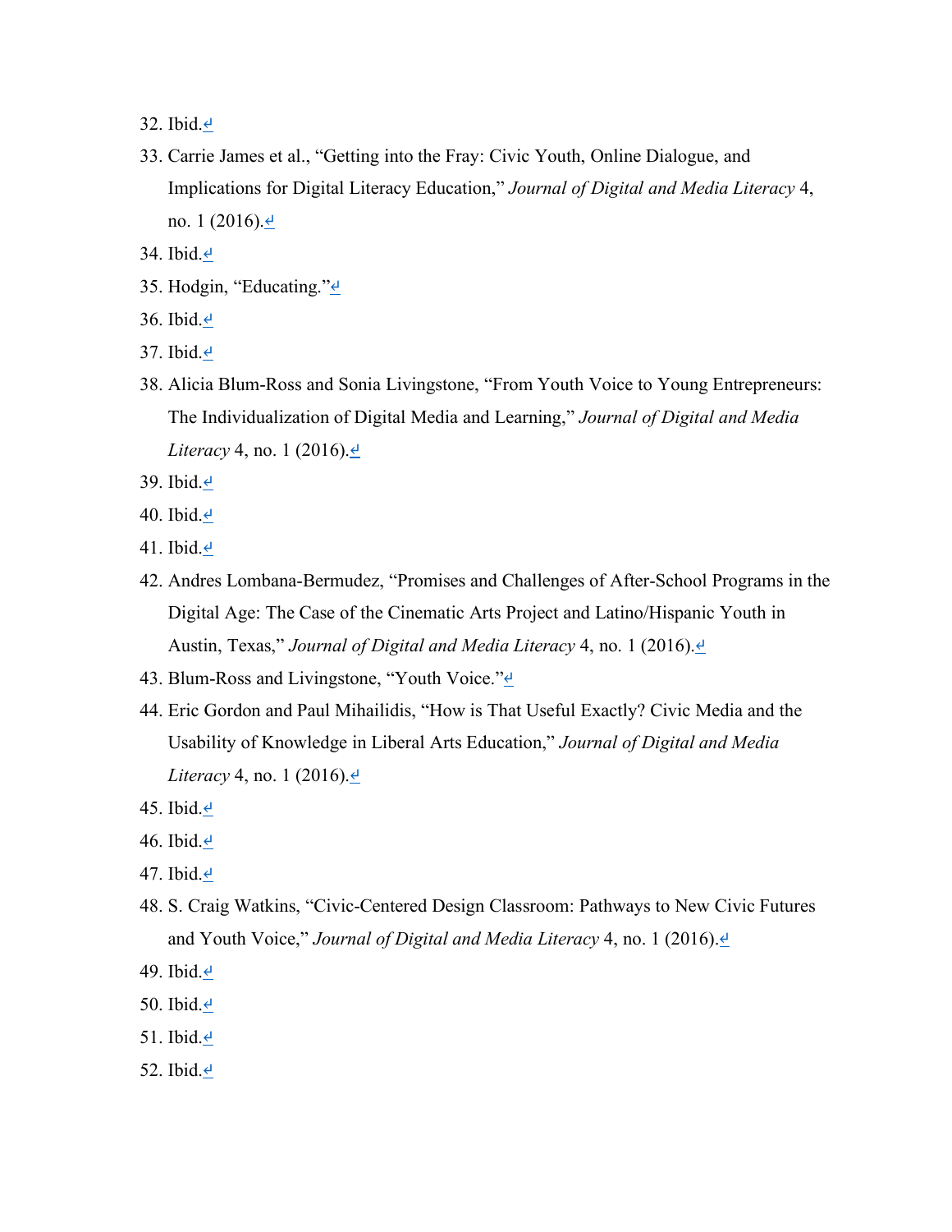32. Ibid.↩
33. Carrie James et al., "Getting into the Fray: Civic Youth, Online Dialogue, and Implications for Digital Literacy Education," *Journal of Digital and Media Literacy* 4, no. 1 (2016).↩
34. Ibid.↩
35. Hodgin, "Educating."↩
36. Ibid.↩
37. Ibid.↩
38. Alicia Blum-Ross and Sonia Livingstone, "From Youth Voice to Young Entrepreneurs: The Individualization of Digital Media and Learning," *Journal of Digital and Media Literacy* 4, no. 1 (2016).↩
39. Ibid.↩
40. Ibid.↩
41. Ibid.↩
42. Andres Lombana-Bermudez, "Promises and Challenges of After-School Programs in the Digital Age: The Case of the Cinematic Arts Project and Latino/Hispanic Youth in Austin, Texas," *Journal of Digital and Media Literacy* 4, no. 1 (2016).↩
43. Blum-Ross and Livingstone, "Youth Voice."↩
44. Eric Gordon and Paul Mihailidis, "How is That Useful Exactly? Civic Media and the Usability of Knowledge in Liberal Arts Education," *Journal of Digital and Media Literacy* 4, no. 1 (2016).↩
45. Ibid.↩
46. Ibid.↩
47. Ibid.↩
48. S. Craig Watkins, "Civic-Centered Design Classroom: Pathways to New Civic Futures and Youth Voice," *Journal of Digital and Media Literacy* 4, no. 1 (2016).↩
49. Ibid.↩
50. Ibid.↩
51. Ibid.↩
52. Ibid.↩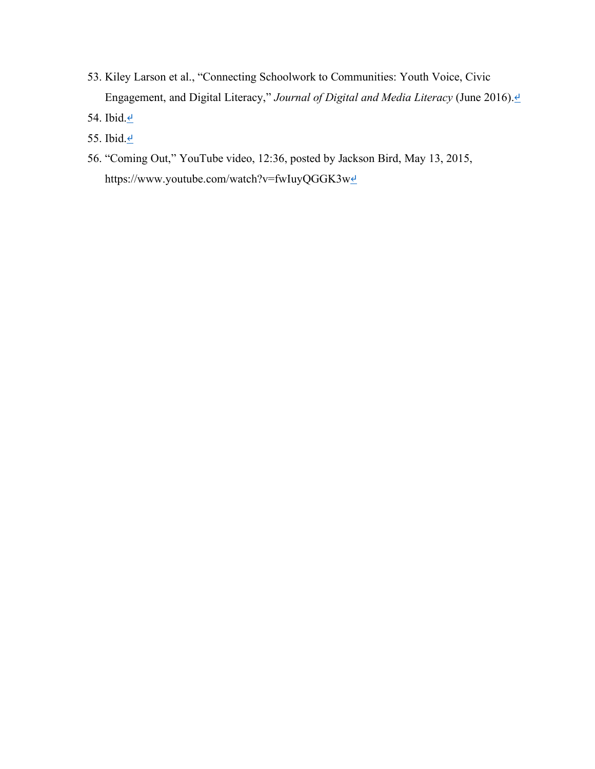53. Kiley Larson et al., “Connecting Schoolwork to Communities: Youth Voice, Civic Engagement, and Digital Literacy,” *Journal of Digital and Media Literacy* (June 2016).↩
54. Ibid.↩
55. Ibid.↩
56. “Coming Out,” YouTube video, 12:36, posted by Jackson Bird, May 13, 2015, https://www.youtube.com/watch?v=fwIuyQGGK3w↩